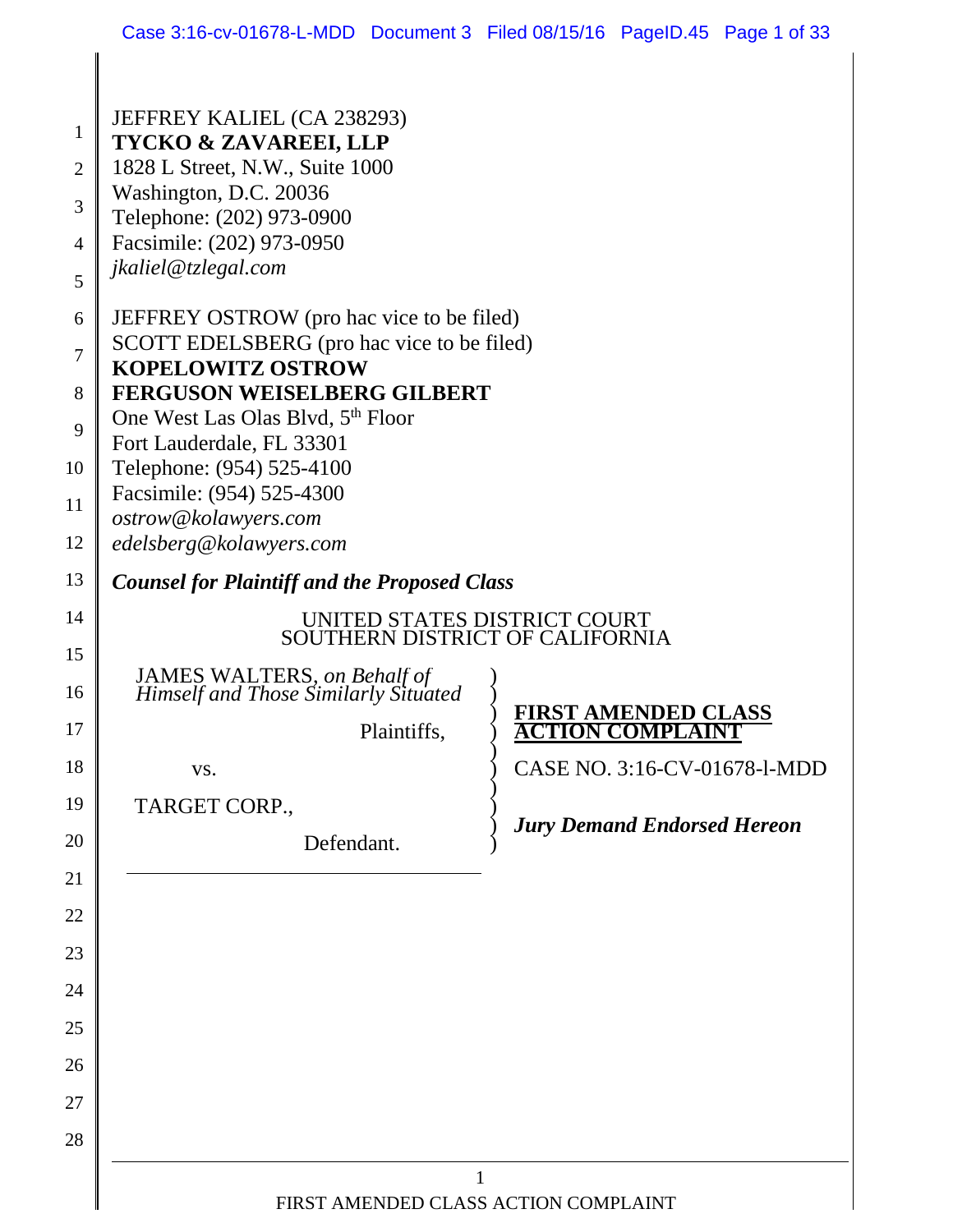JEFFREY KALIEL (CA 238293)
**TYCKO & ZAVAREEI, LLP**
1828 L Street, N.W., Suite 1000
Washington, D.C. 20036
Telephone: (202) 973-0900
Facsimile: (202) 973-0950
*jkaliel@tzlegal.com*

JEFFREY OSTROW (pro hac vice to be filed)
SCOTT EDELSBERG (pro hac vice to be filed)
**KOPELOWITZ OSTROW**
**FERGUSON WEISELBERG GILBERT**
One West Las Olas Blvd, 5th Floor
Fort Lauderdale, FL 33301
Telephone: (954) 525-4100
Facsimile: (954) 525-4300
*ostrow@kolawyers.com*
*edelsberg@kolawyers.com*

***Counsel for Plaintiff and the Proposed Class***

UNITED STATES DISTRICT COURT
SOUTHERN DISTRICT OF CALIFORNIA

JAMES WALTERS, *on Behalf of Himself and Those Similarly Situated*

Plaintiffs,

vs.

TARGET CORP.,

Defendant.

**FIRST AMENDED CLASS ACTION COMPLAINT**

CASE NO. 3:16-CV-01678-l-MDD

***Jury Demand Endorsed Hereon***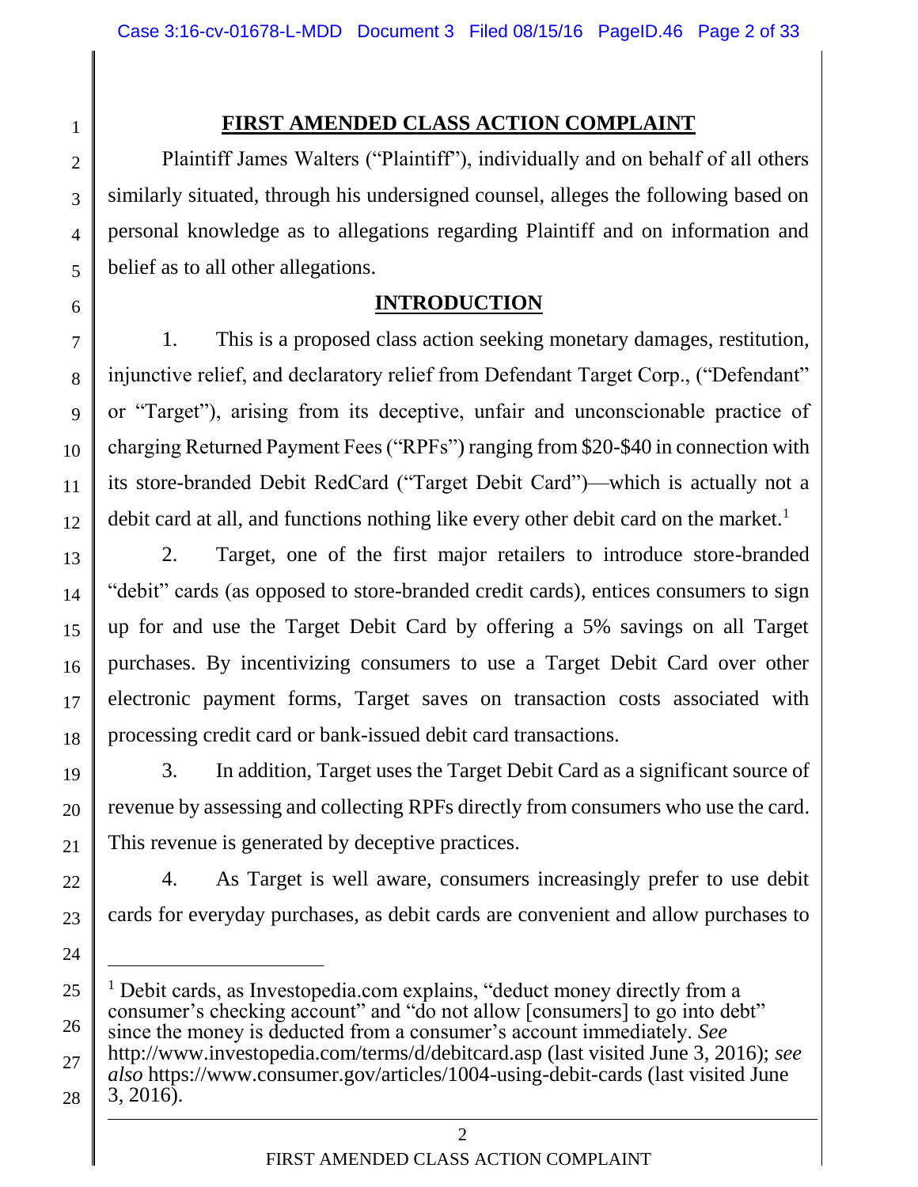## FIRST AMENDED CLASS ACTION COMPLAINT

Plaintiff James Walters ("Plaintiff"), individually and on behalf of all others similarly situated, through his undersigned counsel, alleges the following based on personal knowledge as to allegations regarding Plaintiff and on information and belief as to all other allegations.

## INTRODUCTION

1. This is a proposed class action seeking monetary damages, restitution, injunctive relief, and declaratory relief from Defendant Target Corp., ("Defendant" or "Target"), arising from its deceptive, unfair and unconscionable practice of charging Returned Payment Fees ("RPFs") ranging from $20-$40 in connection with its store-branded Debit RedCard ("Target Debit Card")—which is actually not a debit card at all, and functions nothing like every other debit card on the market.[1]

2. Target, one of the first major retailers to introduce store-branded "debit" cards (as opposed to store-branded credit cards), entices consumers to sign up for and use the Target Debit Card by offering a 5% savings on all Target purchases. By incentivizing consumers to use a Target Debit Card over other electronic payment forms, Target saves on transaction costs associated with processing credit card or bank-issued debit card transactions.

3. In addition, Target uses the Target Debit Card as a significant source of revenue by assessing and collecting RPFs directly from consumers who use the card. This revenue is generated by deceptive practices.

4. As Target is well aware, consumers increasingly prefer to use debit cards for everyday purchases, as debit cards are convenient and allow purchases to

---

[1] Debit cards, as Investopedia.com explains, "deduct money directly from a consumer's checking account" and "do not allow [consumers] to go into debt" since the money is deducted from a consumer's account immediately. *See* http://www.investopedia.com/terms/d/debitcard.asp (last visited June 3, 2016); *see also* https://www.consumer.gov/articles/1004-using-debit-cards (last visited June 3, 2016).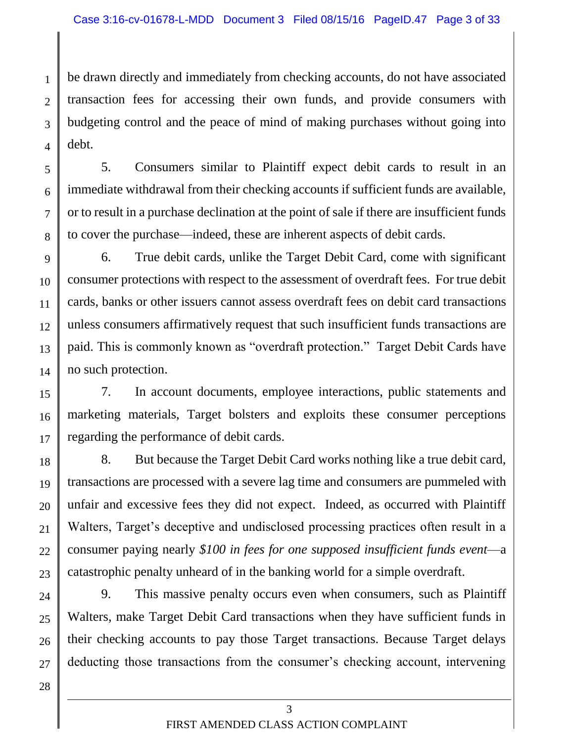be drawn directly and immediately from checking accounts, do not have associated transaction fees for accessing their own funds, and provide consumers with budgeting control and the peace of mind of making purchases without going into debt.

5. Consumers similar to Plaintiff expect debit cards to result in an immediate withdrawal from their checking accounts if sufficient funds are available, or to result in a purchase declination at the point of sale if there are insufficient funds to cover the purchase—indeed, these are inherent aspects of debit cards.

6. True debit cards, unlike the Target Debit Card, come with significant consumer protections with respect to the assessment of overdraft fees. For true debit cards, banks or other issuers cannot assess overdraft fees on debit card transactions unless consumers affirmatively request that such insufficient funds transactions are paid. This is commonly known as "overdraft protection." Target Debit Cards have no such protection.

7. In account documents, employee interactions, public statements and marketing materials, Target bolsters and exploits these consumer perceptions regarding the performance of debit cards.

8. But because the Target Debit Card works nothing like a true debit card, transactions are processed with a severe lag time and consumers are pummeled with unfair and excessive fees they did not expect. Indeed, as occurred with Plaintiff Walters, Target's deceptive and undisclosed processing practices often result in a consumer paying nearly *$100 in fees for one supposed insufficient funds event*—a catastrophic penalty unheard of in the banking world for a simple overdraft.

9. This massive penalty occurs even when consumers, such as Plaintiff Walters, make Target Debit Card transactions when they have sufficient funds in their checking accounts to pay those Target transactions. Because Target delays deducting those transactions from the consumer's checking account, intervening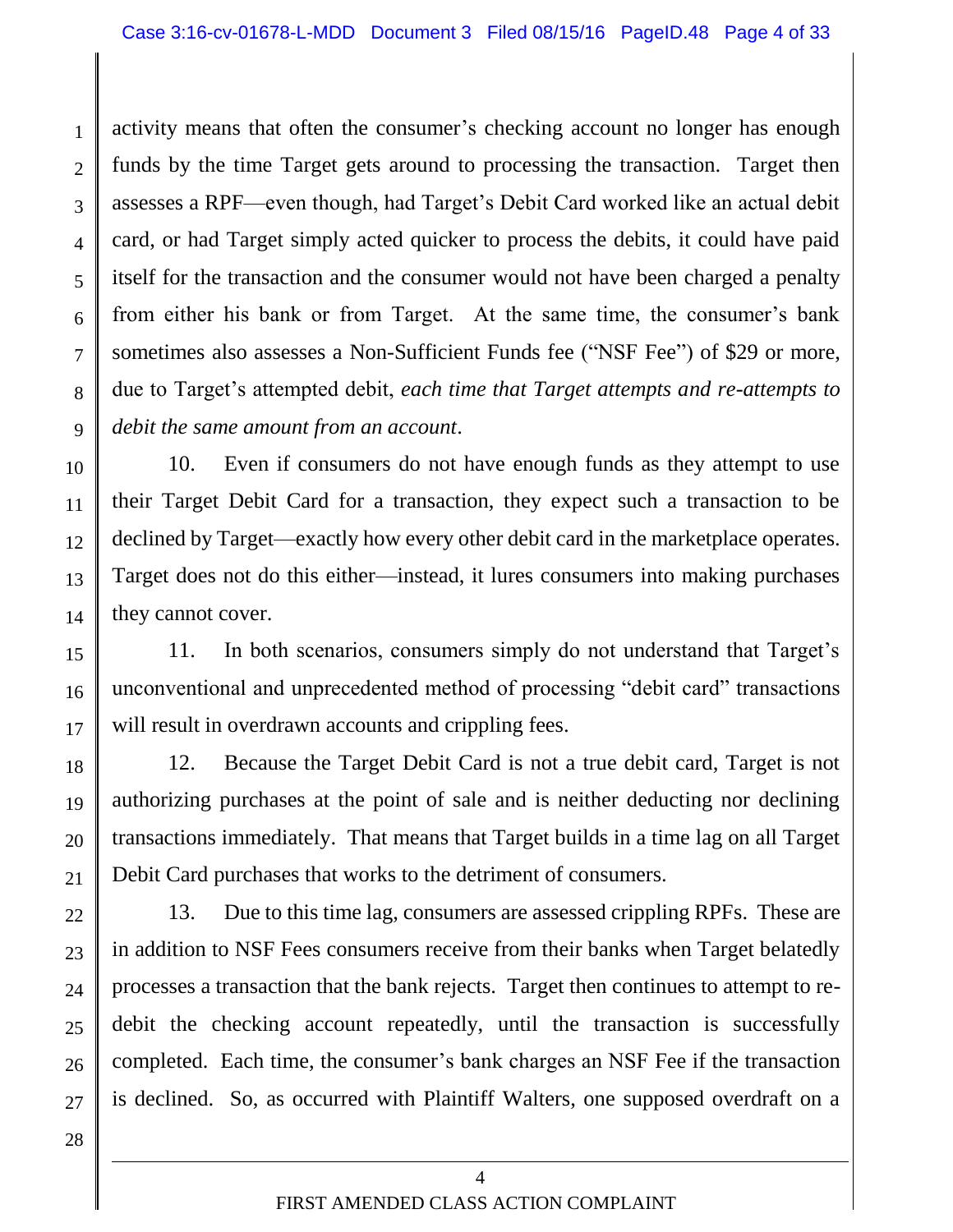activity means that often the consumer's checking account no longer has enough funds by the time Target gets around to processing the transaction. Target then assesses a RPF—even though, had Target's Debit Card worked like an actual debit card, or had Target simply acted quicker to process the debits, it could have paid itself for the transaction and the consumer would not have been charged a penalty from either his bank or from Target. At the same time, the consumer's bank sometimes also assesses a Non-Sufficient Funds fee ("NSF Fee") of $29 or more, due to Target's attempted debit, *each time that Target attempts and re-attempts to debit the same amount from an account*.

10. Even if consumers do not have enough funds as they attempt to use their Target Debit Card for a transaction, they expect such a transaction to be declined by Target—exactly how every other debit card in the marketplace operates. Target does not do this either—instead, it lures consumers into making purchases they cannot cover.

11. In both scenarios, consumers simply do not understand that Target's unconventional and unprecedented method of processing "debit card" transactions will result in overdrawn accounts and crippling fees.

12. Because the Target Debit Card is not a true debit card, Target is not authorizing purchases at the point of sale and is neither deducting nor declining transactions immediately. That means that Target builds in a time lag on all Target Debit Card purchases that works to the detriment of consumers.

13. Due to this time lag, consumers are assessed crippling RPFs. These are in addition to NSF Fees consumers receive from their banks when Target belatedly processes a transaction that the bank rejects. Target then continues to attempt to re-debit the checking account repeatedly, until the transaction is successfully completed. Each time, the consumer's bank charges an NSF Fee if the transaction is declined. So, as occurred with Plaintiff Walters, one supposed overdraft on a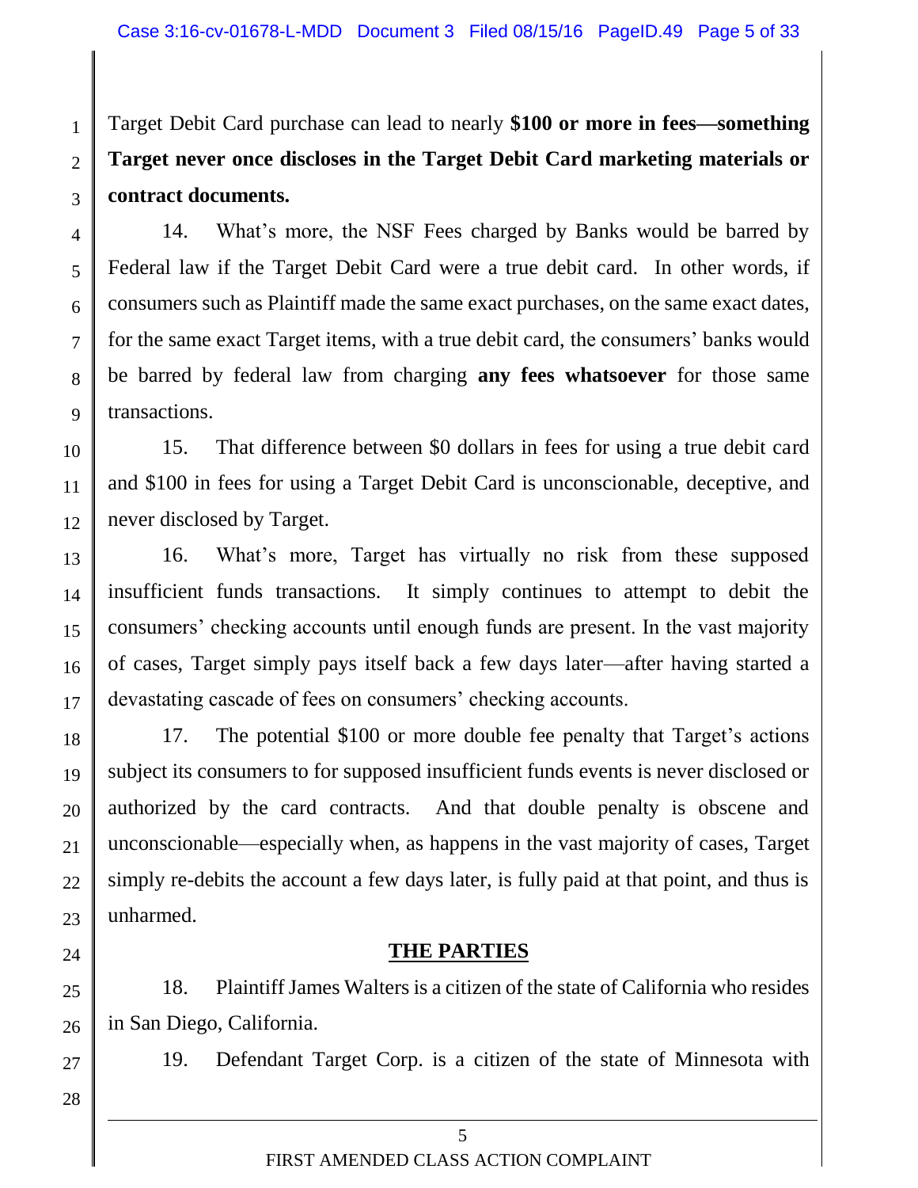Target Debit Card purchase can lead to nearly **$100 or more in fees—something Target never once discloses in the Target Debit Card marketing materials or contract documents.**

14. What's more, the NSF Fees charged by Banks would be barred by Federal law if the Target Debit Card were a true debit card. In other words, if consumers such as Plaintiff made the same exact purchases, on the same exact dates, for the same exact Target items, with a true debit card, the consumers' banks would be barred by federal law from charging **any fees whatsoever** for those same transactions.

15. That difference between $0 dollars in fees for using a true debit card and $100 in fees for using a Target Debit Card is unconscionable, deceptive, and never disclosed by Target.

16. What's more, Target has virtually no risk from these supposed insufficient funds transactions. It simply continues to attempt to debit the consumers' checking accounts until enough funds are present. In the vast majority of cases, Target simply pays itself back a few days later—after having started a devastating cascade of fees on consumers' checking accounts.

17. The potential $100 or more double fee penalty that Target's actions subject its consumers to for supposed insufficient funds events is never disclosed or authorized by the card contracts. And that double penalty is obscene and unconscionable—especially when, as happens in the vast majority of cases, Target simply re-debits the account a few days later, is fully paid at that point, and thus is unharmed.

## THE PARTIES

18. Plaintiff James Walters is a citizen of the state of California who resides in San Diego, California.

19. Defendant Target Corp. is a citizen of the state of Minnesota with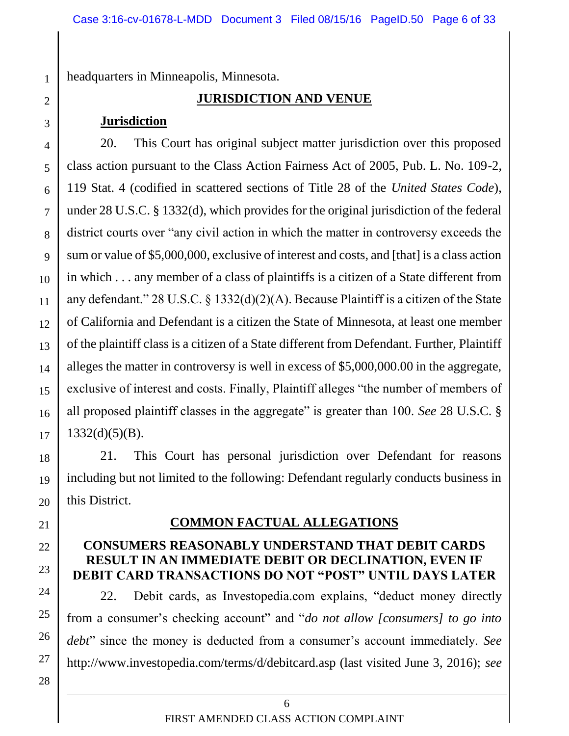headquarters in Minneapolis, Minnesota.

## JURISDICTION AND VENUE

### Jurisdiction

20. This Court has original subject matter jurisdiction over this proposed class action pursuant to the Class Action Fairness Act of 2005, Pub. L. No. 109-2, 119 Stat. 4 (codified in scattered sections of Title 28 of the *United States Code*), under 28 U.S.C. § 1332(d), which provides for the original jurisdiction of the federal district courts over "any civil action in which the matter in controversy exceeds the sum or value of $5,000,000, exclusive of interest and costs, and [that] is a class action in which . . . any member of a class of plaintiffs is a citizen of a State different from any defendant." 28 U.S.C. § 1332(d)(2)(A). Because Plaintiff is a citizen of the State of California and Defendant is a citizen the State of Minnesota, at least one member of the plaintiff class is a citizen of a State different from Defendant. Further, Plaintiff alleges the matter in controversy is well in excess of $5,000,000.00 in the aggregate, exclusive of interest and costs. Finally, Plaintiff alleges "the number of members of all proposed plaintiff classes in the aggregate" is greater than 100. *See* 28 U.S.C. § 1332(d)(5)(B).

21. This Court has personal jurisdiction over Defendant for reasons including but not limited to the following: Defendant regularly conducts business in this District.

## COMMON FACTUAL ALLEGATIONS

### CONSUMERS REASONABLY UNDERSTAND THAT DEBIT CARDS RESULT IN AN IMMEDIATE DEBIT OR DECLINATION, EVEN IF DEBIT CARD TRANSACTIONS DO NOT "POST" UNTIL DAYS LATER

22. Debit cards, as Investopedia.com explains, "deduct money directly from a consumer's checking account" and "*do not allow [consumers] to go into debt*" since the money is deducted from a consumer's account immediately. *See* http://www.investopedia.com/terms/d/debitcard.asp (last visited June 3, 2016); *see*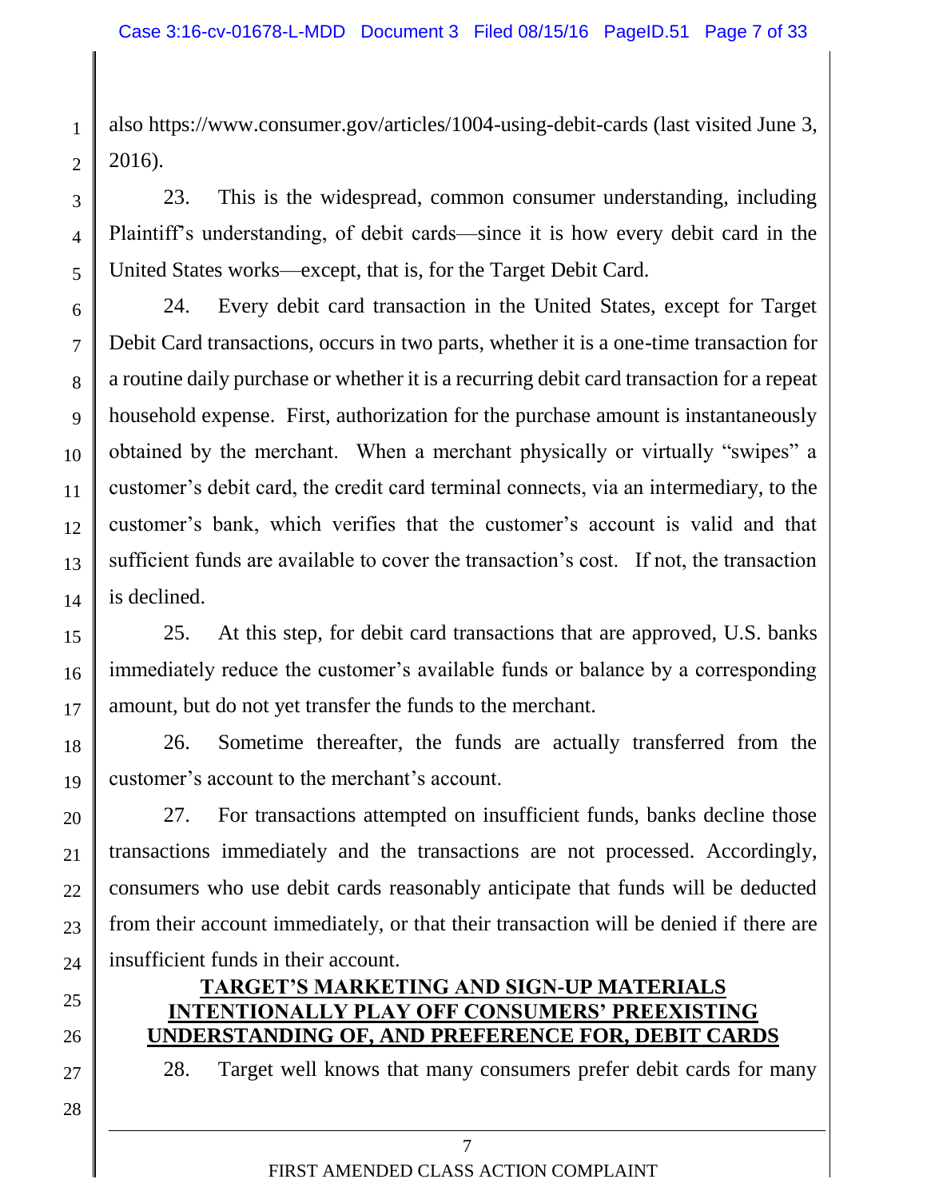also https://www.consumer.gov/articles/1004-using-debit-cards (last visited June 3, 2016).

23. This is the widespread, common consumer understanding, including Plaintiff's understanding, of debit cards—since it is how every debit card in the United States works—except, that is, for the Target Debit Card.

24. Every debit card transaction in the United States, except for Target Debit Card transactions, occurs in two parts, whether it is a one-time transaction for a routine daily purchase or whether it is a recurring debit card transaction for a repeat household expense. First, authorization for the purchase amount is instantaneously obtained by the merchant. When a merchant physically or virtually "swipes" a customer's debit card, the credit card terminal connects, via an intermediary, to the customer's bank, which verifies that the customer's account is valid and that sufficient funds are available to cover the transaction's cost. If not, the transaction is declined.

25. At this step, for debit card transactions that are approved, U.S. banks immediately reduce the customer's available funds or balance by a corresponding amount, but do not yet transfer the funds to the merchant.

26. Sometime thereafter, the funds are actually transferred from the customer's account to the merchant's account.

27. For transactions attempted on insufficient funds, banks decline those transactions immediately and the transactions are not processed. Accordingly, consumers who use debit cards reasonably anticipate that funds will be deducted from their account immediately, or that their transaction will be denied if there are insufficient funds in their account.

**TARGET'S MARKETING AND SIGN-UP MATERIALS INTENTIONALLY PLAY OFF CONSUMERS' PREEXISTING UNDERSTANDING OF, AND PREFERENCE FOR, DEBIT CARDS**

28. Target well knows that many consumers prefer debit cards for many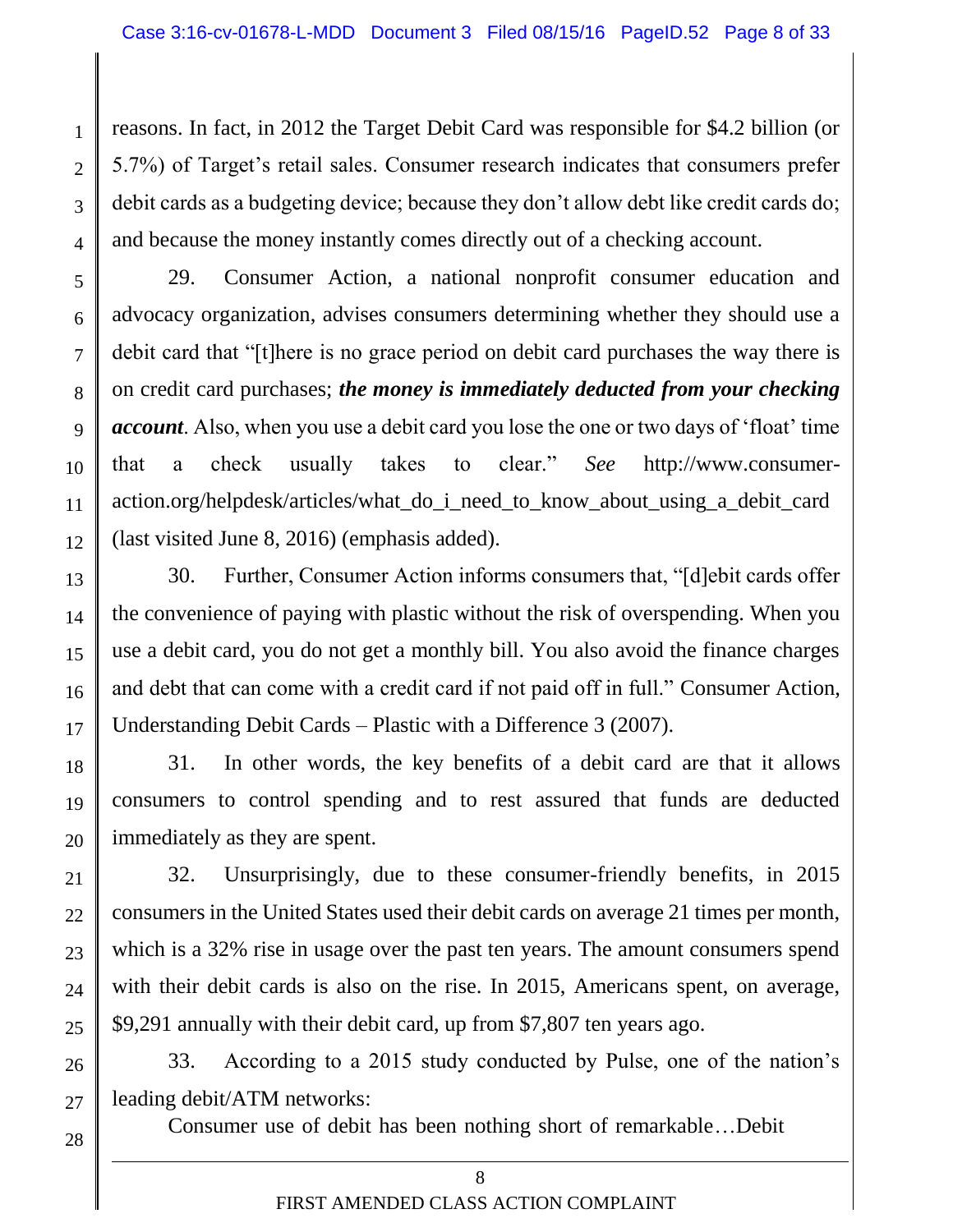reasons. In fact, in 2012 the Target Debit Card was responsible for $4.2 billion (or 5.7%) of Target's retail sales. Consumer research indicates that consumers prefer debit cards as a budgeting device; because they don't allow debt like credit cards do; and because the money instantly comes directly out of a checking account.

29. Consumer Action, a national nonprofit consumer education and advocacy organization, advises consumers determining whether they should use a debit card that "[t]here is no grace period on debit card purchases the way there is on credit card purchases; ***the money is immediately deducted from your checking account***. Also, when you use a debit card you lose the one or two days of 'float' time that a check usually takes to clear." *See* http://www.consumer-action.org/helpdesk/articles/what_do_i_need_to_know_about_using_a_debit_card (last visited June 8, 2016) (emphasis added).

30. Further, Consumer Action informs consumers that, "[d]ebit cards offer the convenience of paying with plastic without the risk of overspending. When you use a debit card, you do not get a monthly bill. You also avoid the finance charges and debt that can come with a credit card if not paid off in full." Consumer Action, Understanding Debit Cards – Plastic with a Difference 3 (2007).

31. In other words, the key benefits of a debit card are that it allows consumers to control spending and to rest assured that funds are deducted immediately as they are spent.

32. Unsurprisingly, due to these consumer-friendly benefits, in 2015 consumers in the United States used their debit cards on average 21 times per month, which is a 32% rise in usage over the past ten years. The amount consumers spend with their debit cards is also on the rise. In 2015, Americans spent, on average, $9,291 annually with their debit card, up from $7,807 ten years ago.

33. According to a 2015 study conducted by Pulse, one of the nation's leading debit/ATM networks:

> Consumer use of debit has been nothing short of remarkable…Debit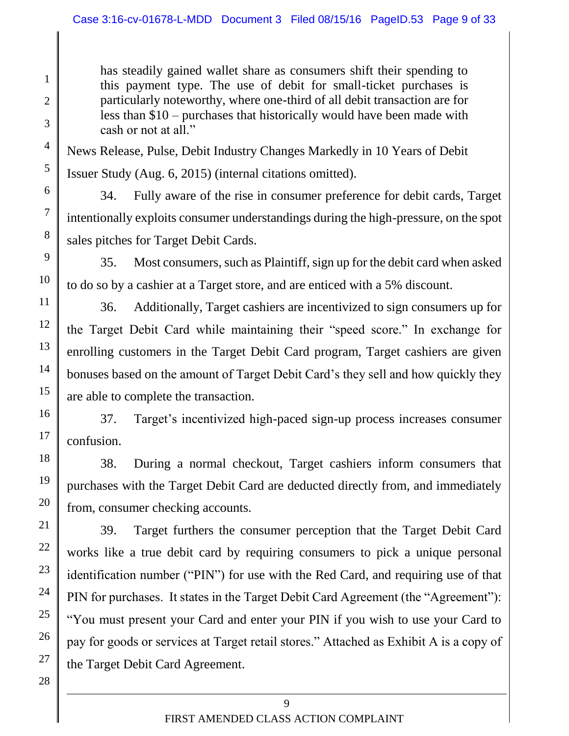> has steadily gained wallet share as consumers shift their spending to this payment type. The use of debit for small-ticket purchases is particularly noteworthy, where one-third of all debit transaction are for less than $10 – purchases that historically would have been made with cash or not at all."

News Release, Pulse, Debit Industry Changes Markedly in 10 Years of Debit Issuer Study (Aug. 6, 2015) (internal citations omitted).

34. Fully aware of the rise in consumer preference for debit cards, Target intentionally exploits consumer understandings during the high-pressure, on the spot sales pitches for Target Debit Cards.

35. Most consumers, such as Plaintiff, sign up for the debit card when asked to do so by a cashier at a Target store, and are enticed with a 5% discount.

36. Additionally, Target cashiers are incentivized to sign consumers up for the Target Debit Card while maintaining their "speed score." In exchange for enrolling customers in the Target Debit Card program, Target cashiers are given bonuses based on the amount of Target Debit Card's they sell and how quickly they are able to complete the transaction.

37. Target's incentivized high-paced sign-up process increases consumer confusion.

38. During a normal checkout, Target cashiers inform consumers that purchases with the Target Debit Card are deducted directly from, and immediately from, consumer checking accounts.

39. Target furthers the consumer perception that the Target Debit Card works like a true debit card by requiring consumers to pick a unique personal identification number ("PIN") for use with the Red Card, and requiring use of that PIN for purchases. It states in the Target Debit Card Agreement (the "Agreement"): "You must present your Card and enter your PIN if you wish to use your Card to pay for goods or services at Target retail stores." Attached as Exhibit A is a copy of the Target Debit Card Agreement.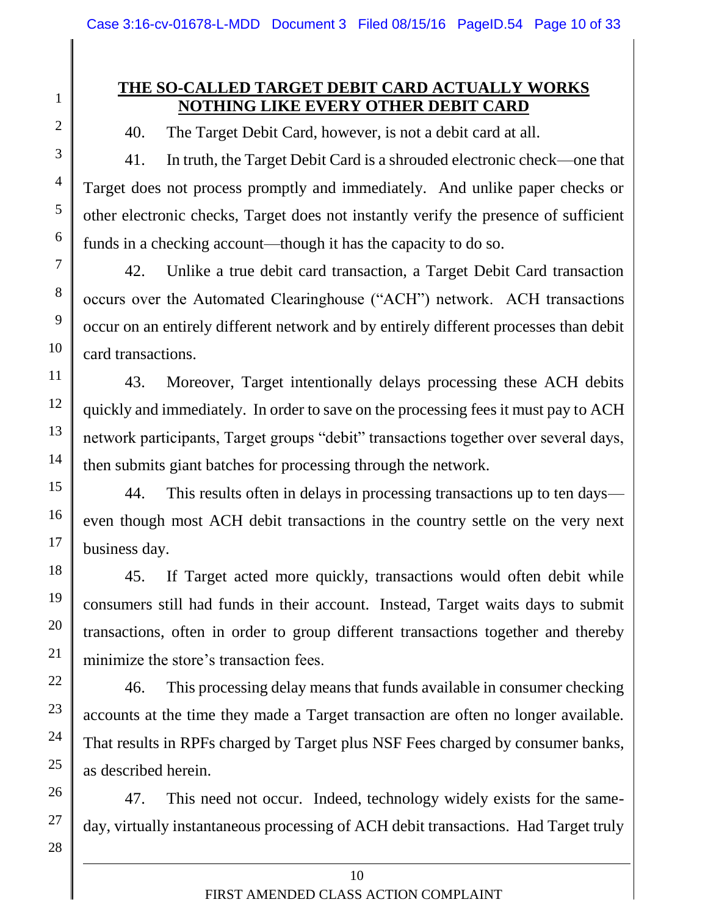## THE SO-CALLED TARGET DEBIT CARD ACTUALLY WORKS NOTHING LIKE EVERY OTHER DEBIT CARD

40. The Target Debit Card, however, is not a debit card at all.

41. In truth, the Target Debit Card is a shrouded electronic check—one that Target does not process promptly and immediately. And unlike paper checks or other electronic checks, Target does not instantly verify the presence of sufficient funds in a checking account—though it has the capacity to do so.

42. Unlike a true debit card transaction, a Target Debit Card transaction occurs over the Automated Clearinghouse ("ACH") network. ACH transactions occur on an entirely different network and by entirely different processes than debit card transactions.

43. Moreover, Target intentionally delays processing these ACH debits quickly and immediately. In order to save on the processing fees it must pay to ACH network participants, Target groups "debit" transactions together over several days, then submits giant batches for processing through the network.

44. This results often in delays in processing transactions up to ten days—even though most ACH debit transactions in the country settle on the very next business day.

45. If Target acted more quickly, transactions would often debit while consumers still had funds in their account. Instead, Target waits days to submit transactions, often in order to group different transactions together and thereby minimize the store's transaction fees.

46. This processing delay means that funds available in consumer checking accounts at the time they made a Target transaction are often no longer available. That results in RPFs charged by Target plus NSF Fees charged by consumer banks, as described herein.

47. This need not occur. Indeed, technology widely exists for the same-day, virtually instantaneous processing of ACH debit transactions. Had Target truly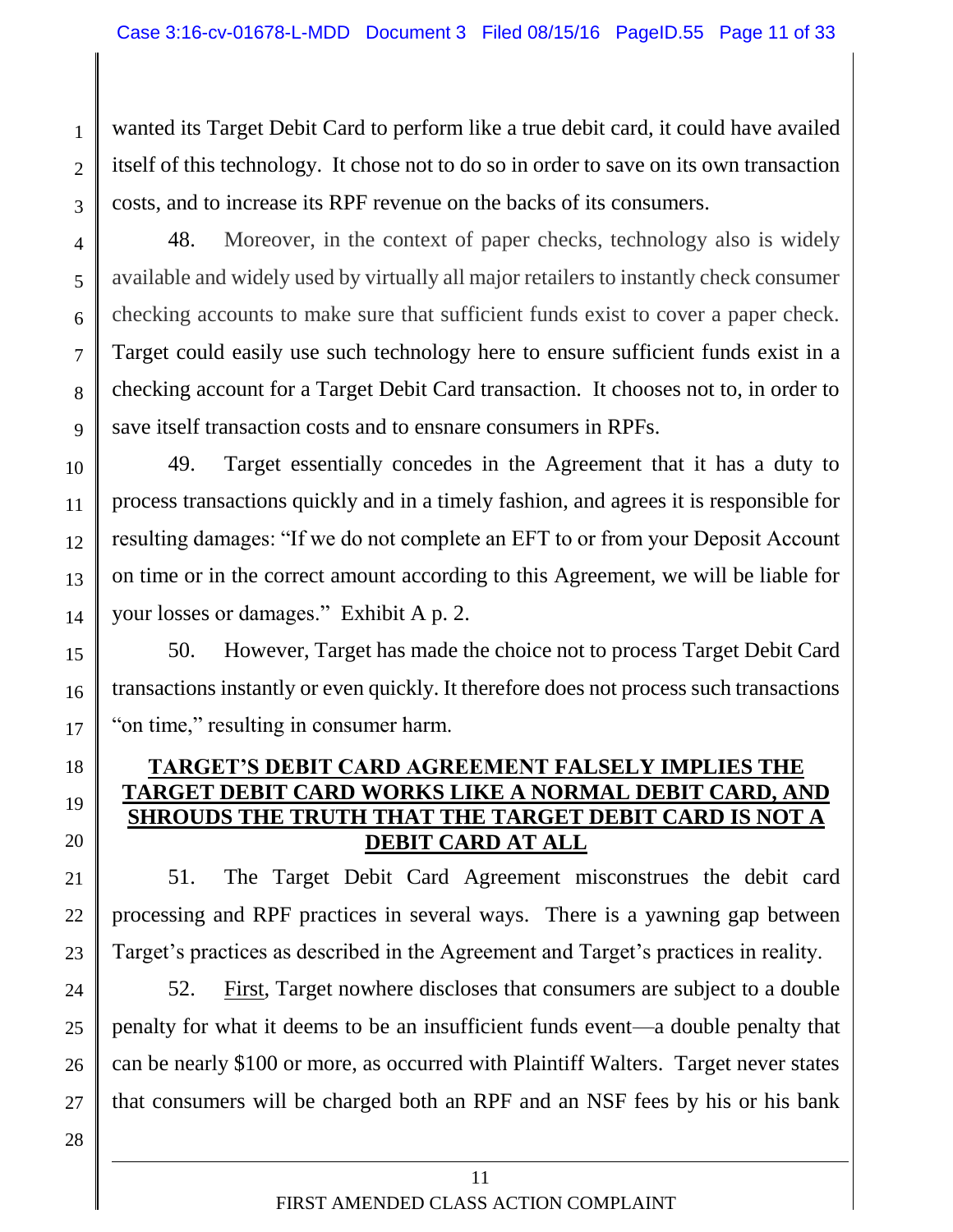wanted its Target Debit Card to perform like a true debit card, it could have availed itself of this technology. It chose not to do so in order to save on its own transaction costs, and to increase its RPF revenue on the backs of its consumers.

48. Moreover, in the context of paper checks, technology also is widely available and widely used by virtually all major retailers to instantly check consumer checking accounts to make sure that sufficient funds exist to cover a paper check. Target could easily use such technology here to ensure sufficient funds exist in a checking account for a Target Debit Card transaction. It chooses not to, in order to save itself transaction costs and to ensnare consumers in RPFs.

49. Target essentially concedes in the Agreement that it has a duty to process transactions quickly and in a timely fashion, and agrees it is responsible for resulting damages: "If we do not complete an EFT to or from your Deposit Account on time or in the correct amount according to this Agreement, we will be liable for your losses or damages." Exhibit A p. 2.

50. However, Target has made the choice not to process Target Debit Card transactions instantly or even quickly. It therefore does not process such transactions "on time," resulting in consumer harm.

## TARGET'S DEBIT CARD AGREEMENT FALSELY IMPLIES THE TARGET DEBIT CARD WORKS LIKE A NORMAL DEBIT CARD, AND SHROUDS THE TRUTH THAT THE TARGET DEBIT CARD IS NOT A DEBIT CARD AT ALL

51. The Target Debit Card Agreement misconstrues the debit card processing and RPF practices in several ways. There is a yawning gap between Target's practices as described in the Agreement and Target's practices in reality.

52. First, Target nowhere discloses that consumers are subject to a double penalty for what it deems to be an insufficient funds event—a double penalty that can be nearly $100 or more, as occurred with Plaintiff Walters. Target never states that consumers will be charged both an RPF and an NSF fees by his or his bank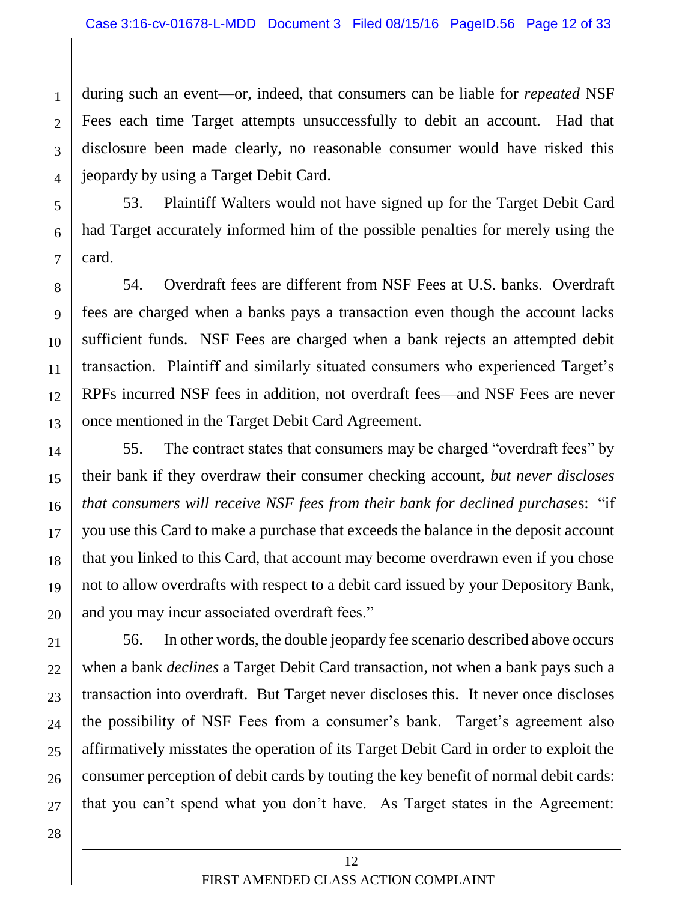during such an event—or, indeed, that consumers can be liable for *repeated* NSF Fees each time Target attempts unsuccessfully to debit an account. Had that disclosure been made clearly, no reasonable consumer would have risked this jeopardy by using a Target Debit Card.

53. Plaintiff Walters would not have signed up for the Target Debit Card had Target accurately informed him of the possible penalties for merely using the card.

54. Overdraft fees are different from NSF Fees at U.S. banks. Overdraft fees are charged when a banks pays a transaction even though the account lacks sufficient funds. NSF Fees are charged when a bank rejects an attempted debit transaction. Plaintiff and similarly situated consumers who experienced Target's RPFs incurred NSF fees in addition, not overdraft fees—and NSF Fees are never once mentioned in the Target Debit Card Agreement.

55. The contract states that consumers may be charged "overdraft fees" by their bank if they overdraw their consumer checking account, *but never discloses that consumers will receive NSF fees from their bank for declined purchases*: "if you use this Card to make a purchase that exceeds the balance in the deposit account that you linked to this Card, that account may become overdrawn even if you chose not to allow overdrafts with respect to a debit card issued by your Depository Bank, and you may incur associated overdraft fees."

56. In other words, the double jeopardy fee scenario described above occurs when a bank *declines* a Target Debit Card transaction, not when a bank pays such a transaction into overdraft. But Target never discloses this. It never once discloses the possibility of NSF Fees from a consumer's bank. Target's agreement also affirmatively misstates the operation of its Target Debit Card in order to exploit the consumer perception of debit cards by touting the key benefit of normal debit cards: that you can't spend what you don't have. As Target states in the Agreement: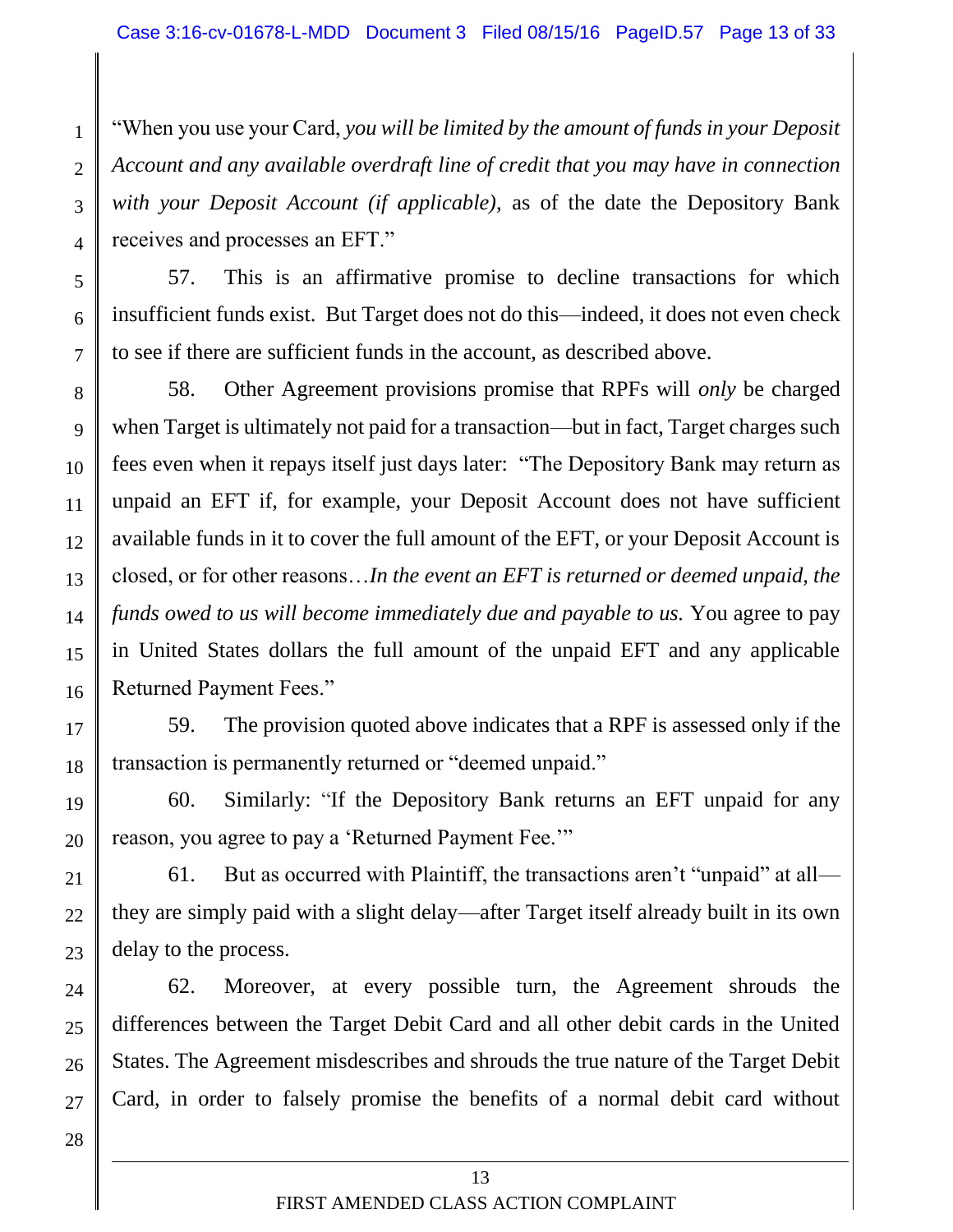"When you use your Card, *you will be limited by the amount of funds in your Deposit Account and any available overdraft line of credit that you may have in connection with your Deposit Account (if applicable),* as of the date the Depository Bank receives and processes an EFT."

57. This is an affirmative promise to decline transactions for which insufficient funds exist. But Target does not do this—indeed, it does not even check to see if there are sufficient funds in the account, as described above.

58. Other Agreement provisions promise that RPFs will *only* be charged when Target is ultimately not paid for a transaction—but in fact, Target charges such fees even when it repays itself just days later: "The Depository Bank may return as unpaid an EFT if, for example, your Deposit Account does not have sufficient available funds in it to cover the full amount of the EFT, or your Deposit Account is closed, or for other reasons…*In the event an EFT is returned or deemed unpaid, the funds owed to us will become immediately due and payable to us.* You agree to pay in United States dollars the full amount of the unpaid EFT and any applicable Returned Payment Fees."

59. The provision quoted above indicates that a RPF is assessed only if the transaction is permanently returned or "deemed unpaid."

60. Similarly: "If the Depository Bank returns an EFT unpaid for any reason, you agree to pay a 'Returned Payment Fee.'"

61. But as occurred with Plaintiff, the transactions aren't "unpaid" at all—they are simply paid with a slight delay—after Target itself already built in its own delay to the process.

62. Moreover, at every possible turn, the Agreement shrouds the differences between the Target Debit Card and all other debit cards in the United States. The Agreement misdescribes and shrouds the true nature of the Target Debit Card, in order to falsely promise the benefits of a normal debit card without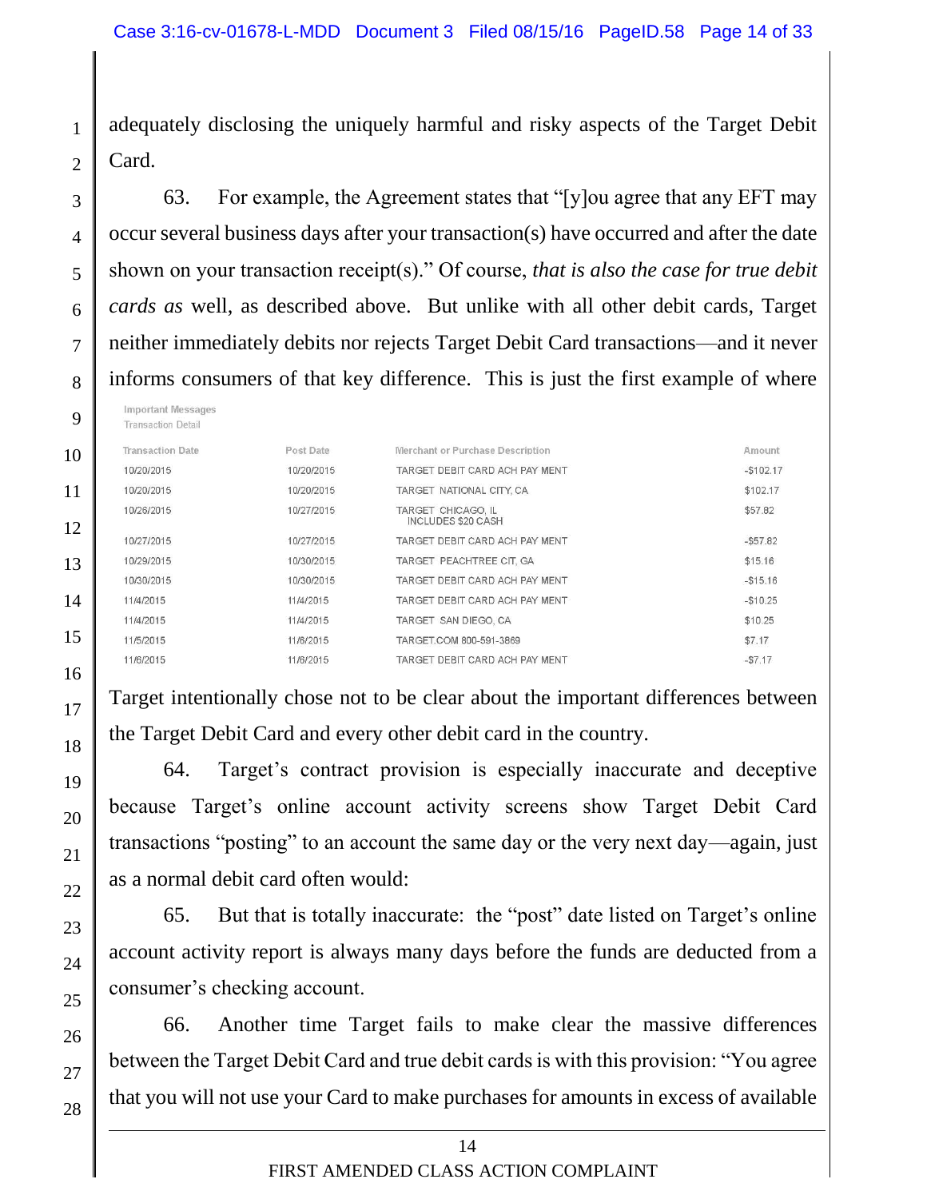adequately disclosing the uniquely harmful and risky aspects of the Target Debit Card.

63. For example, the Agreement states that "[y]ou agree that any EFT may occur several business days after your transaction(s) have occurred and after the date shown on your transaction receipt(s)." Of course, *that is also the case for true debit cards as* well, as described above. But unlike with all other debit cards, Target neither immediately debits nor rejects Target Debit Card transactions—and it never informs consumers of that key difference. This is just the first example of where

Important Messages
Transaction Detail

| Transaction Date | Post Date | Merchant or Purchase Description | Amount |
|---|---|---|---|
| 10/20/2015 | 10/20/2015 | TARGET DEBIT CARD ACH PAY MENT | -$102.17 |
| 10/20/2015 | 10/20/2015 | TARGET NATIONAL CITY, CA | $102.17 |
| 10/26/2015 | 10/27/2015 | TARGET CHICAGO, IL INCLUDES $20 CASH | $57.82 |
| 10/27/2015 | 10/27/2015 | TARGET DEBIT CARD ACH PAY MENT | -$57.82 |
| 10/29/2015 | 10/30/2015 | TARGET PEACHTREE CIT, GA | $15.16 |
| 10/30/2015 | 10/30/2015 | TARGET DEBIT CARD ACH PAY MENT | -$15.16 |
| 11/4/2015 | 11/4/2015 | TARGET DEBIT CARD ACH PAY MENT | -$10.25 |
| 11/4/2015 | 11/4/2015 | TARGET SAN DIEGO, CA | $10.25 |
| 11/5/2015 | 11/6/2015 | TARGET.COM 800-591-3869 | $7.17 |
| 11/6/2015 | 11/6/2015 | TARGET DEBIT CARD ACH PAY MENT | -$7.17 |

Target intentionally chose not to be clear about the important differences between the Target Debit Card and every other debit card in the country.

64. Target's contract provision is especially inaccurate and deceptive because Target's online account activity screens show Target Debit Card transactions "posting" to an account the same day or the very next day—again, just as a normal debit card often would:

65. But that is totally inaccurate: the "post" date listed on Target's online account activity report is always many days before the funds are deducted from a consumer's checking account.

66. Another time Target fails to make clear the massive differences between the Target Debit Card and true debit cards is with this provision: "You agree that you will not use your Card to make purchases for amounts in excess of available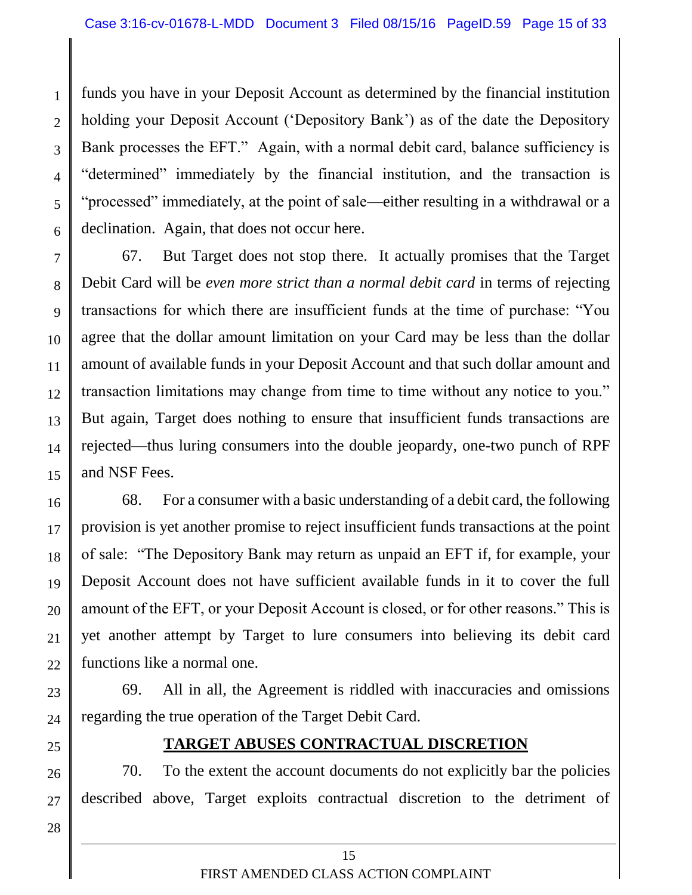funds you have in your Deposit Account as determined by the financial institution holding your Deposit Account ('Depository Bank') as of the date the Depository Bank processes the EFT." Again, with a normal debit card, balance sufficiency is "determined" immediately by the financial institution, and the transaction is "processed" immediately, at the point of sale—either resulting in a withdrawal or a declination. Again, that does not occur here.

67. But Target does not stop there. It actually promises that the Target Debit Card will be *even more strict than a normal debit card* in terms of rejecting transactions for which there are insufficient funds at the time of purchase: "You agree that the dollar amount limitation on your Card may be less than the dollar amount of available funds in your Deposit Account and that such dollar amount and transaction limitations may change from time to time without any notice to you." But again, Target does nothing to ensure that insufficient funds transactions are rejected—thus luring consumers into the double jeopardy, one-two punch of RPF and NSF Fees.

68. For a consumer with a basic understanding of a debit card, the following provision is yet another promise to reject insufficient funds transactions at the point of sale: "The Depository Bank may return as unpaid an EFT if, for example, your Deposit Account does not have sufficient available funds in it to cover the full amount of the EFT, or your Deposit Account is closed, or for other reasons." This is yet another attempt by Target to lure consumers into believing its debit card functions like a normal one.

69. All in all, the Agreement is riddled with inaccuracies and omissions regarding the true operation of the Target Debit Card.

## TARGET ABUSES CONTRACTUAL DISCRETION

70. To the extent the account documents do not explicitly bar the policies described above, Target exploits contractual discretion to the detriment of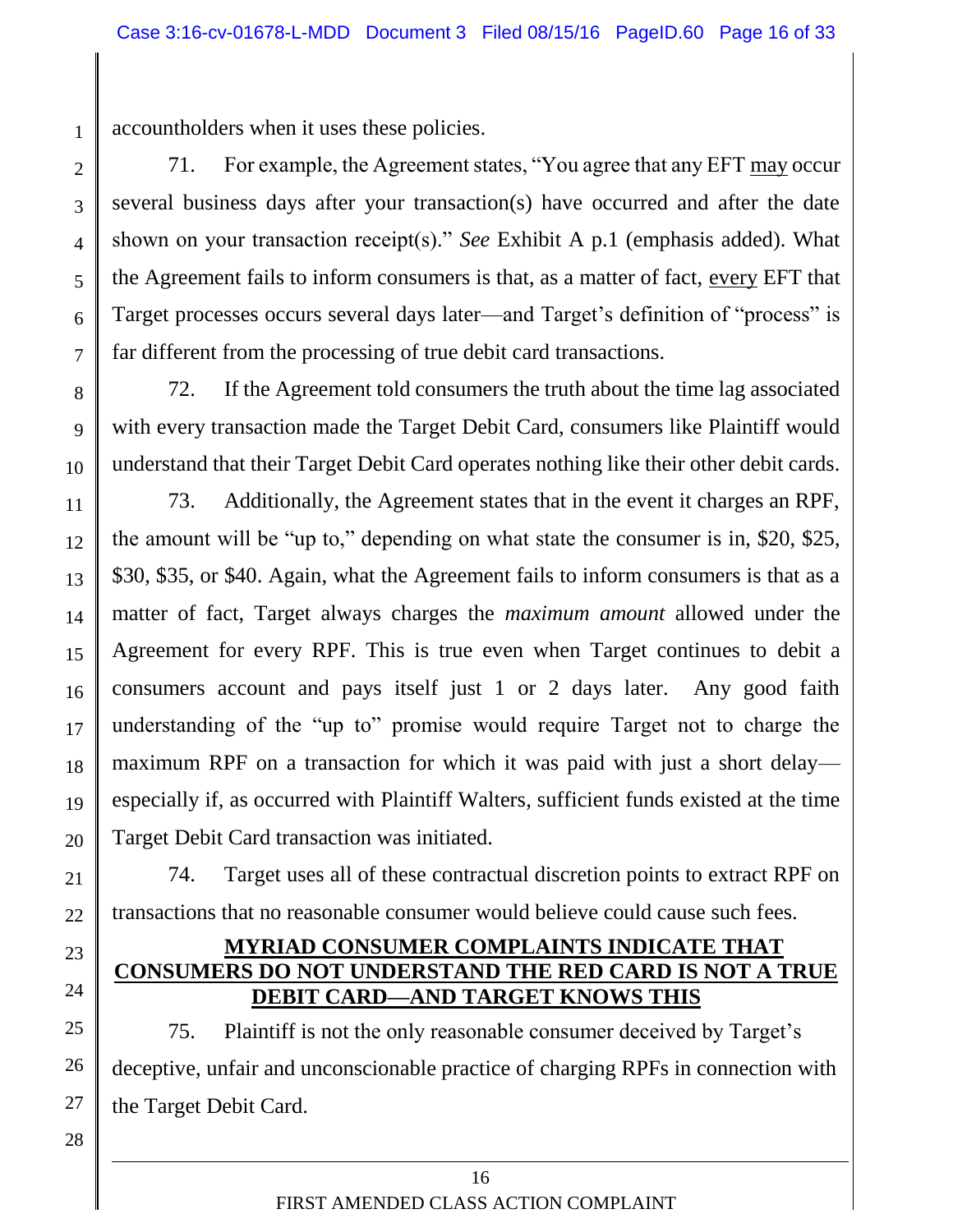accountholders when it uses these policies.

71. For example, the Agreement states, "You agree that any EFT may occur several business days after your transaction(s) have occurred and after the date shown on your transaction receipt(s)." *See* Exhibit A p.1 (emphasis added). What the Agreement fails to inform consumers is that, as a matter of fact, every EFT that Target processes occurs several days later—and Target's definition of "process" is far different from the processing of true debit card transactions.

72. If the Agreement told consumers the truth about the time lag associated with every transaction made the Target Debit Card, consumers like Plaintiff would understand that their Target Debit Card operates nothing like their other debit cards.

73. Additionally, the Agreement states that in the event it charges an RPF, the amount will be "up to," depending on what state the consumer is in, $20, $25, $30, $35, or $40. Again, what the Agreement fails to inform consumers is that as a matter of fact, Target always charges the *maximum amount* allowed under the Agreement for every RPF. This is true even when Target continues to debit a consumers account and pays itself just 1 or 2 days later. Any good faith understanding of the "up to" promise would require Target not to charge the maximum RPF on a transaction for which it was paid with just a short delay—especially if, as occurred with Plaintiff Walters, sufficient funds existed at the time Target Debit Card transaction was initiated.

74. Target uses all of these contractual discretion points to extract RPF on transactions that no reasonable consumer would believe could cause such fees.

**MYRIAD CONSUMER COMPLAINTS INDICATE THAT CONSUMERS DO NOT UNDERSTAND THE RED CARD IS NOT A TRUE DEBIT CARD—AND TARGET KNOWS THIS**

75. Plaintiff is not the only reasonable consumer deceived by Target's deceptive, unfair and unconscionable practice of charging RPFs in connection with the Target Debit Card.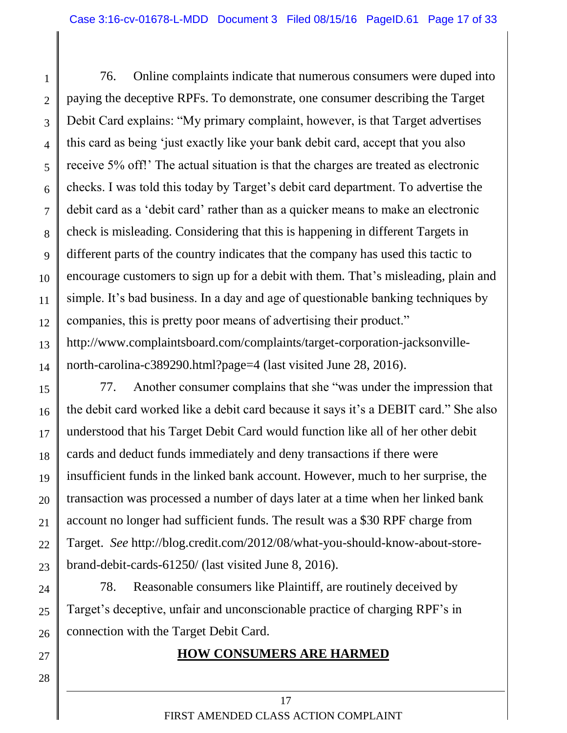76. Online complaints indicate that numerous consumers were duped into paying the deceptive RPFs. To demonstrate, one consumer describing the Target Debit Card explains: "My primary complaint, however, is that Target advertises this card as being 'just exactly like your bank debit card, accept that you also receive 5% off!' The actual situation is that the charges are treated as electronic checks. I was told this today by Target's debit card department. To advertise the debit card as a 'debit card' rather than as a quicker means to make an electronic check is misleading. Considering that this is happening in different Targets in different parts of the country indicates that the company has used this tactic to encourage customers to sign up for a debit with them. That's misleading, plain and simple. It's bad business. In a day and age of questionable banking techniques by companies, this is pretty poor means of advertising their product." http://www.complaintsboard.com/complaints/target-corporation-jacksonville-north-carolina-c389290.html?page=4 (last visited June 28, 2016).

77. Another consumer complains that she "was under the impression that the debit card worked like a debit card because it says it's a DEBIT card." She also understood that his Target Debit Card would function like all of her other debit cards and deduct funds immediately and deny transactions if there were insufficient funds in the linked bank account. However, much to her surprise, the transaction was processed a number of days later at a time when her linked bank account no longer had sufficient funds. The result was a $30 RPF charge from Target. *See* http://blog.credit.com/2012/08/what-you-should-know-about-store-brand-debit-cards-61250/ (last visited June 8, 2016).

78. Reasonable consumers like Plaintiff, are routinely deceived by Target's deceptive, unfair and unconscionable practice of charging RPF's in connection with the Target Debit Card.

## **HOW CONSUMERS ARE HARMED**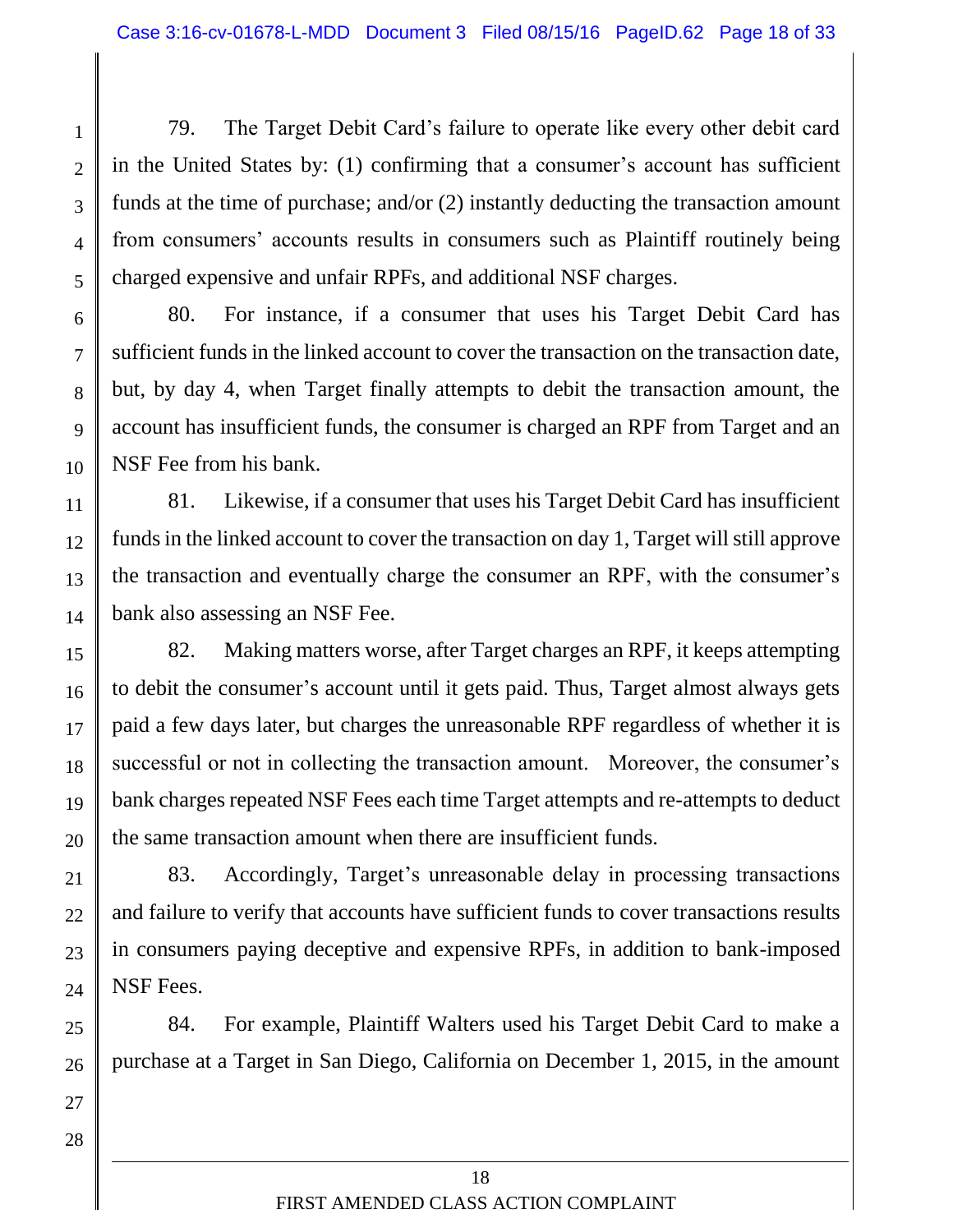79. The Target Debit Card's failure to operate like every other debit card in the United States by: (1) confirming that a consumer's account has sufficient funds at the time of purchase; and/or (2) instantly deducting the transaction amount from consumers' accounts results in consumers such as Plaintiff routinely being charged expensive and unfair RPFs, and additional NSF charges.

80. For instance, if a consumer that uses his Target Debit Card has sufficient funds in the linked account to cover the transaction on the transaction date, but, by day 4, when Target finally attempts to debit the transaction amount, the account has insufficient funds, the consumer is charged an RPF from Target and an NSF Fee from his bank.

81. Likewise, if a consumer that uses his Target Debit Card has insufficient funds in the linked account to cover the transaction on day 1, Target will still approve the transaction and eventually charge the consumer an RPF, with the consumer's bank also assessing an NSF Fee.

82. Making matters worse, after Target charges an RPF, it keeps attempting to debit the consumer's account until it gets paid. Thus, Target almost always gets paid a few days later, but charges the unreasonable RPF regardless of whether it is successful or not in collecting the transaction amount. Moreover, the consumer's bank charges repeated NSF Fees each time Target attempts and re-attempts to deduct the same transaction amount when there are insufficient funds.

83. Accordingly, Target's unreasonable delay in processing transactions and failure to verify that accounts have sufficient funds to cover transactions results in consumers paying deceptive and expensive RPFs, in addition to bank-imposed NSF Fees.

84. For example, Plaintiff Walters used his Target Debit Card to make a purchase at a Target in San Diego, California on December 1, 2015, in the amount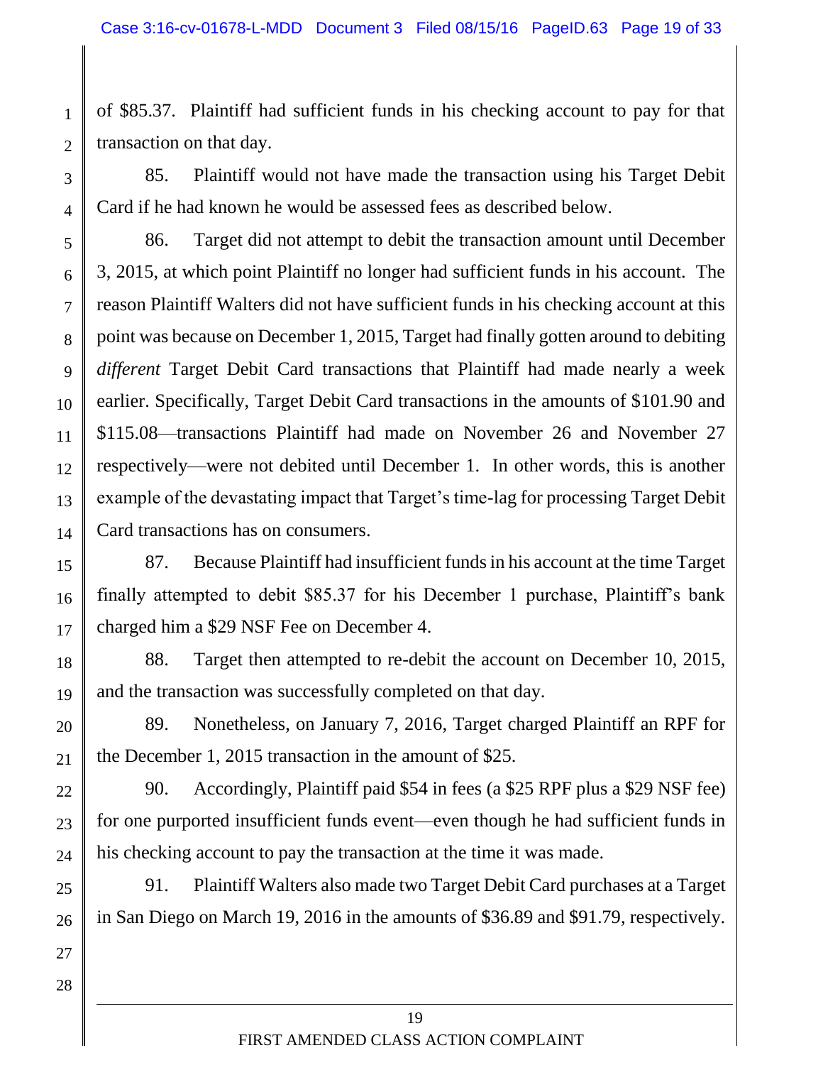of $85.37. Plaintiff had sufficient funds in his checking account to pay for that transaction on that day.

85. Plaintiff would not have made the transaction using his Target Debit Card if he had known he would be assessed fees as described below.

86. Target did not attempt to debit the transaction amount until December 3, 2015, at which point Plaintiff no longer had sufficient funds in his account. The reason Plaintiff Walters did not have sufficient funds in his checking account at this point was because on December 1, 2015, Target had finally gotten around to debiting *different* Target Debit Card transactions that Plaintiff had made nearly a week earlier. Specifically, Target Debit Card transactions in the amounts of $101.90 and $115.08—transactions Plaintiff had made on November 26 and November 27 respectively—were not debited until December 1. In other words, this is another example of the devastating impact that Target's time-lag for processing Target Debit Card transactions has on consumers.

87. Because Plaintiff had insufficient funds in his account at the time Target finally attempted to debit $85.37 for his December 1 purchase, Plaintiff's bank charged him a $29 NSF Fee on December 4.

88. Target then attempted to re-debit the account on December 10, 2015, and the transaction was successfully completed on that day.

89. Nonetheless, on January 7, 2016, Target charged Plaintiff an RPF for the December 1, 2015 transaction in the amount of $25.

90. Accordingly, Plaintiff paid $54 in fees (a $25 RPF plus a $29 NSF fee) for one purported insufficient funds event—even though he had sufficient funds in his checking account to pay the transaction at the time it was made.

91. Plaintiff Walters also made two Target Debit Card purchases at a Target in San Diego on March 19, 2016 in the amounts of $36.89 and $91.79, respectively.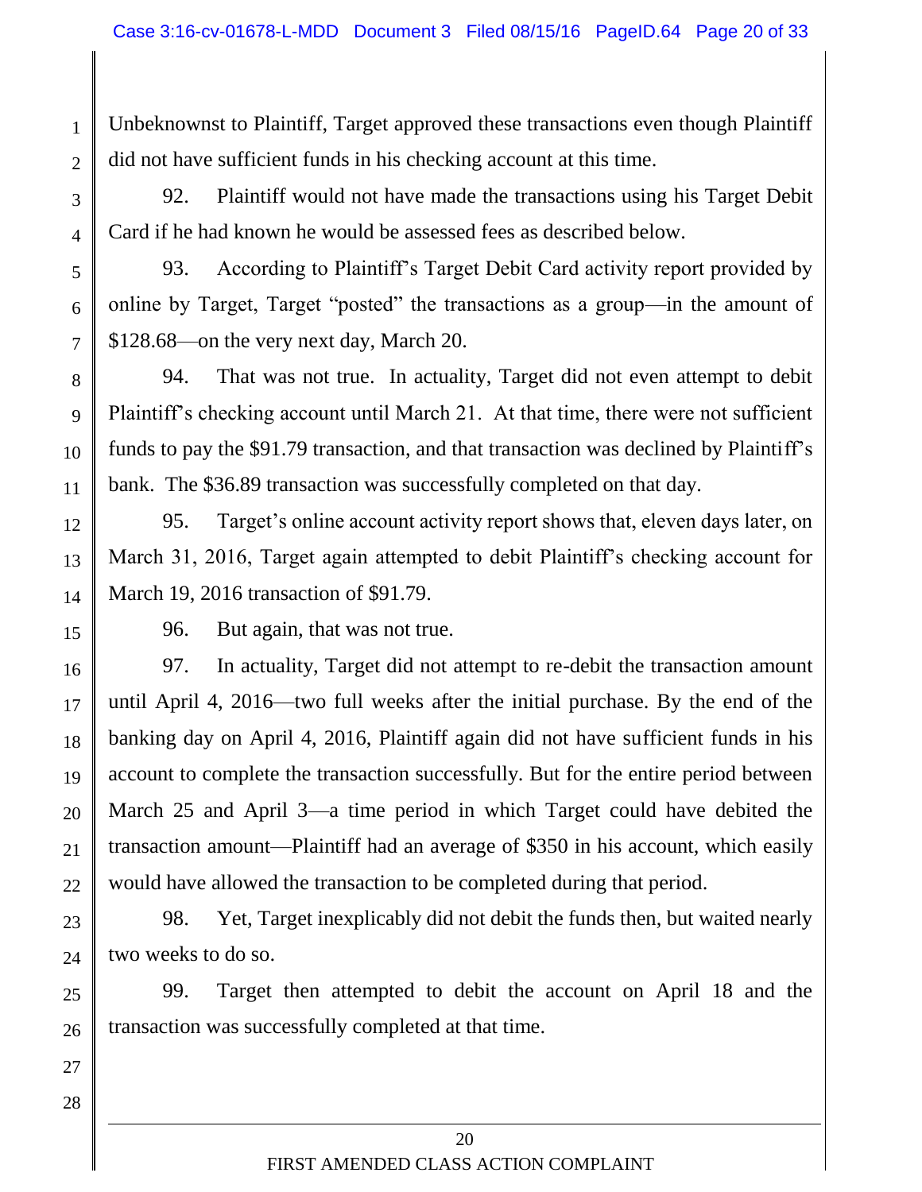Unbeknownst to Plaintiff, Target approved these transactions even though Plaintiff did not have sufficient funds in his checking account at this time.

92. Plaintiff would not have made the transactions using his Target Debit Card if he had known he would be assessed fees as described below.

93. According to Plaintiff's Target Debit Card activity report provided by online by Target, Target "posted" the transactions as a group—in the amount of $128.68—on the very next day, March 20.

94. That was not true. In actuality, Target did not even attempt to debit Plaintiff's checking account until March 21. At that time, there were not sufficient funds to pay the $91.79 transaction, and that transaction was declined by Plaintiff's bank. The $36.89 transaction was successfully completed on that day.

95. Target's online account activity report shows that, eleven days later, on March 31, 2016, Target again attempted to debit Plaintiff's checking account for March 19, 2016 transaction of $91.79.

96. But again, that was not true.

97. In actuality, Target did not attempt to re-debit the transaction amount until April 4, 2016—two full weeks after the initial purchase. By the end of the banking day on April 4, 2016, Plaintiff again did not have sufficient funds in his account to complete the transaction successfully. But for the entire period between March 25 and April 3—a time period in which Target could have debited the transaction amount—Plaintiff had an average of $350 in his account, which easily would have allowed the transaction to be completed during that period.

98. Yet, Target inexplicably did not debit the funds then, but waited nearly two weeks to do so.

99. Target then attempted to debit the account on April 18 and the transaction was successfully completed at that time.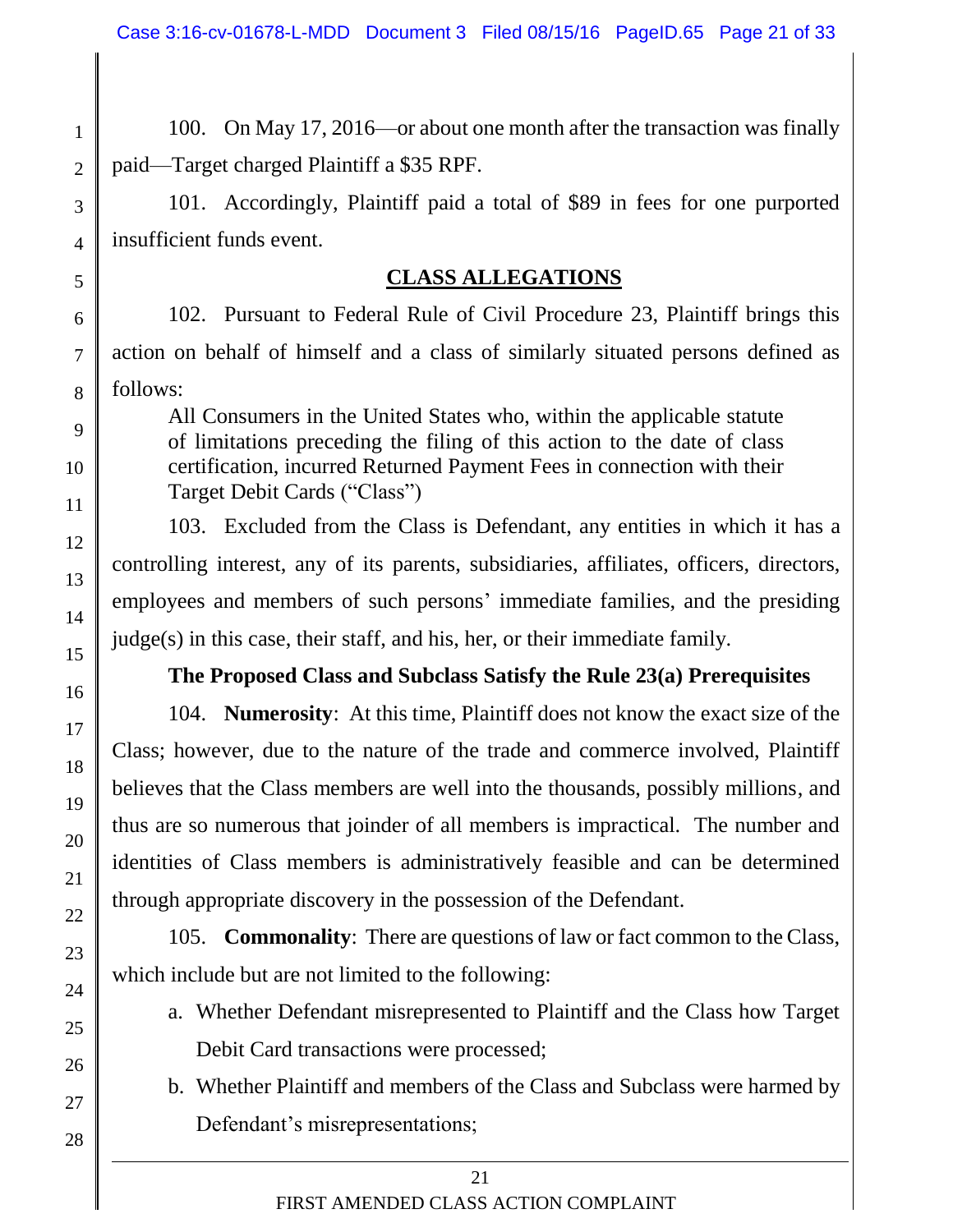100. On May 17, 2016—or about one month after the transaction was finally paid—Target charged Plaintiff a $35 RPF.

101. Accordingly, Plaintiff paid a total of $89 in fees for one purported insufficient funds event.

## CLASS ALLEGATIONS

102. Pursuant to Federal Rule of Civil Procedure 23, Plaintiff brings this action on behalf of himself and a class of similarly situated persons defined as follows:

> All Consumers in the United States who, within the applicable statute of limitations preceding the filing of this action to the date of class certification, incurred Returned Payment Fees in connection with their Target Debit Cards ("Class")

103. Excluded from the Class is Defendant, any entities in which it has a controlling interest, any of its parents, subsidiaries, affiliates, officers, directors, employees and members of such persons' immediate families, and the presiding judge(s) in this case, their staff, and his, her, or their immediate family.

### The Proposed Class and Subclass Satisfy the Rule 23(a) Prerequisites

104. **Numerosity**: At this time, Plaintiff does not know the exact size of the Class; however, due to the nature of the trade and commerce involved, Plaintiff believes that the Class members are well into the thousands, possibly millions, and thus are so numerous that joinder of all members is impractical. The number and identities of Class members is administratively feasible and can be determined through appropriate discovery in the possession of the Defendant.

105. **Commonality**: There are questions of law or fact common to the Class, which include but are not limited to the following:

a. Whether Defendant misrepresented to Plaintiff and the Class how Target Debit Card transactions were processed;

b. Whether Plaintiff and members of the Class and Subclass were harmed by Defendant's misrepresentations;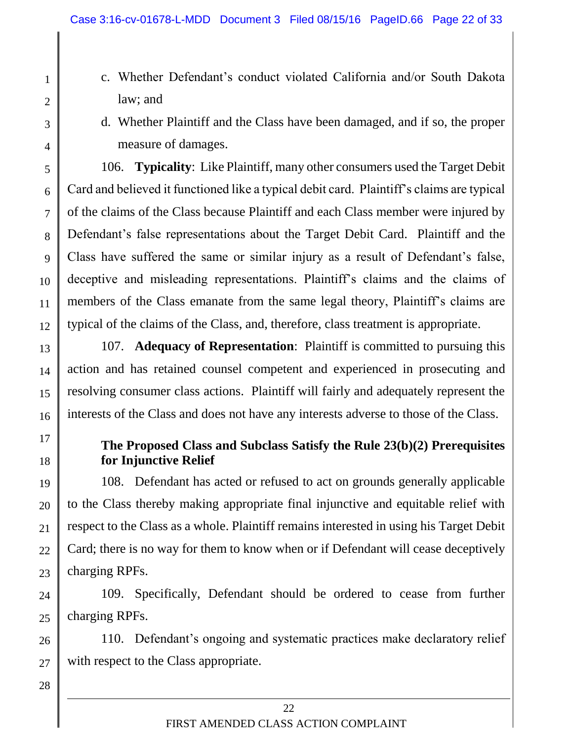c. Whether Defendant's conduct violated California and/or South Dakota law; and

d. Whether Plaintiff and the Class have been damaged, and if so, the proper measure of damages.

106. **Typicality**: Like Plaintiff, many other consumers used the Target Debit Card and believed it functioned like a typical debit card. Plaintiff's claims are typical of the claims of the Class because Plaintiff and each Class member were injured by Defendant's false representations about the Target Debit Card. Plaintiff and the Class have suffered the same or similar injury as a result of Defendant's false, deceptive and misleading representations. Plaintiff's claims and the claims of members of the Class emanate from the same legal theory, Plaintiff's claims are typical of the claims of the Class, and, therefore, class treatment is appropriate.

107. **Adequacy of Representation**: Plaintiff is committed to pursuing this action and has retained counsel competent and experienced in prosecuting and resolving consumer class actions. Plaintiff will fairly and adequately represent the interests of the Class and does not have any interests adverse to those of the Class.

**The Proposed Class and Subclass Satisfy the Rule 23(b)(2) Prerequisites for Injunctive Relief**

108. Defendant has acted or refused to act on grounds generally applicable to the Class thereby making appropriate final injunctive and equitable relief with respect to the Class as a whole. Plaintiff remains interested in using his Target Debit Card; there is no way for them to know when or if Defendant will cease deceptively charging RPFs.

109. Specifically, Defendant should be ordered to cease from further charging RPFs.

110. Defendant's ongoing and systematic practices make declaratory relief with respect to the Class appropriate.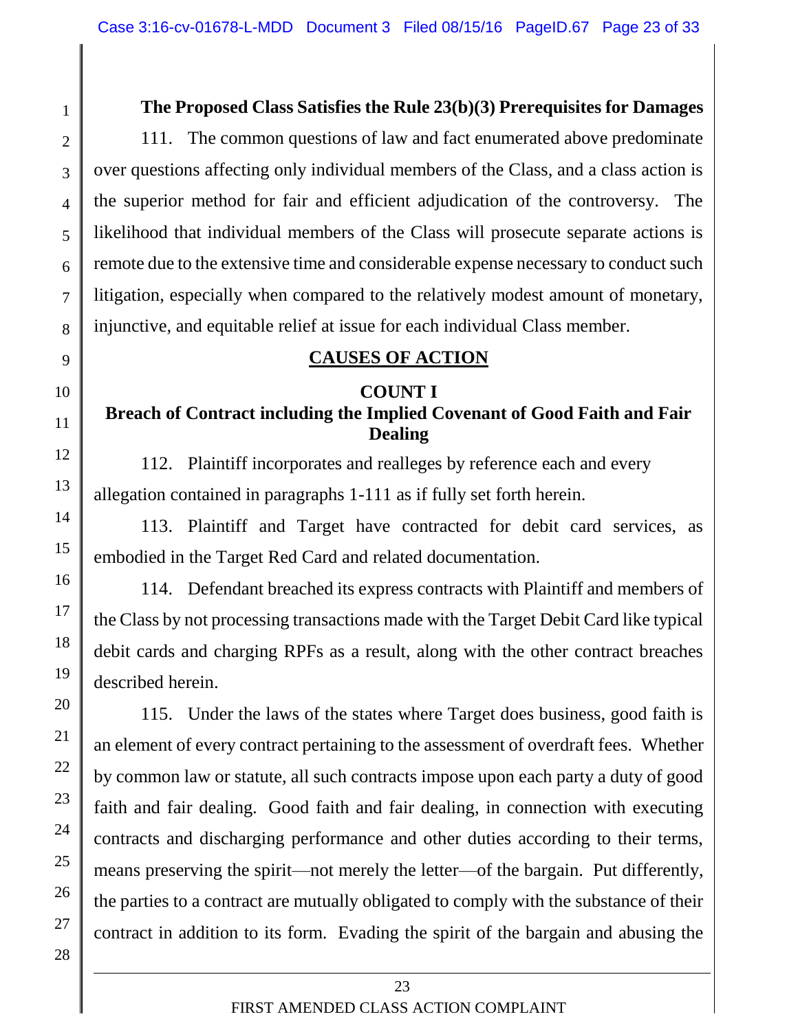**The Proposed Class Satisfies the Rule 23(b)(3) Prerequisites for Damages**

111. The common questions of law and fact enumerated above predominate over questions affecting only individual members of the Class, and a class action is the superior method for fair and efficient adjudication of the controversy. The likelihood that individual members of the Class will prosecute separate actions is remote due to the extensive time and considerable expense necessary to conduct such litigation, especially when compared to the relatively modest amount of monetary, injunctive, and equitable relief at issue for each individual Class member.

## CAUSES OF ACTION

### COUNT I
### Breach of Contract including the Implied Covenant of Good Faith and Fair Dealing

112. Plaintiff incorporates and realleges by reference each and every allegation contained in paragraphs 1-111 as if fully set forth herein.

113. Plaintiff and Target have contracted for debit card services, as embodied in the Target Red Card and related documentation.

114. Defendant breached its express contracts with Plaintiff and members of the Class by not processing transactions made with the Target Debit Card like typical debit cards and charging RPFs as a result, along with the other contract breaches described herein.

115. Under the laws of the states where Target does business, good faith is an element of every contract pertaining to the assessment of overdraft fees. Whether by common law or statute, all such contracts impose upon each party a duty of good faith and fair dealing. Good faith and fair dealing, in connection with executing contracts and discharging performance and other duties according to their terms, means preserving the spirit—not merely the letter—of the bargain. Put differently, the parties to a contract are mutually obligated to comply with the substance of their contract in addition to its form. Evading the spirit of the bargain and abusing the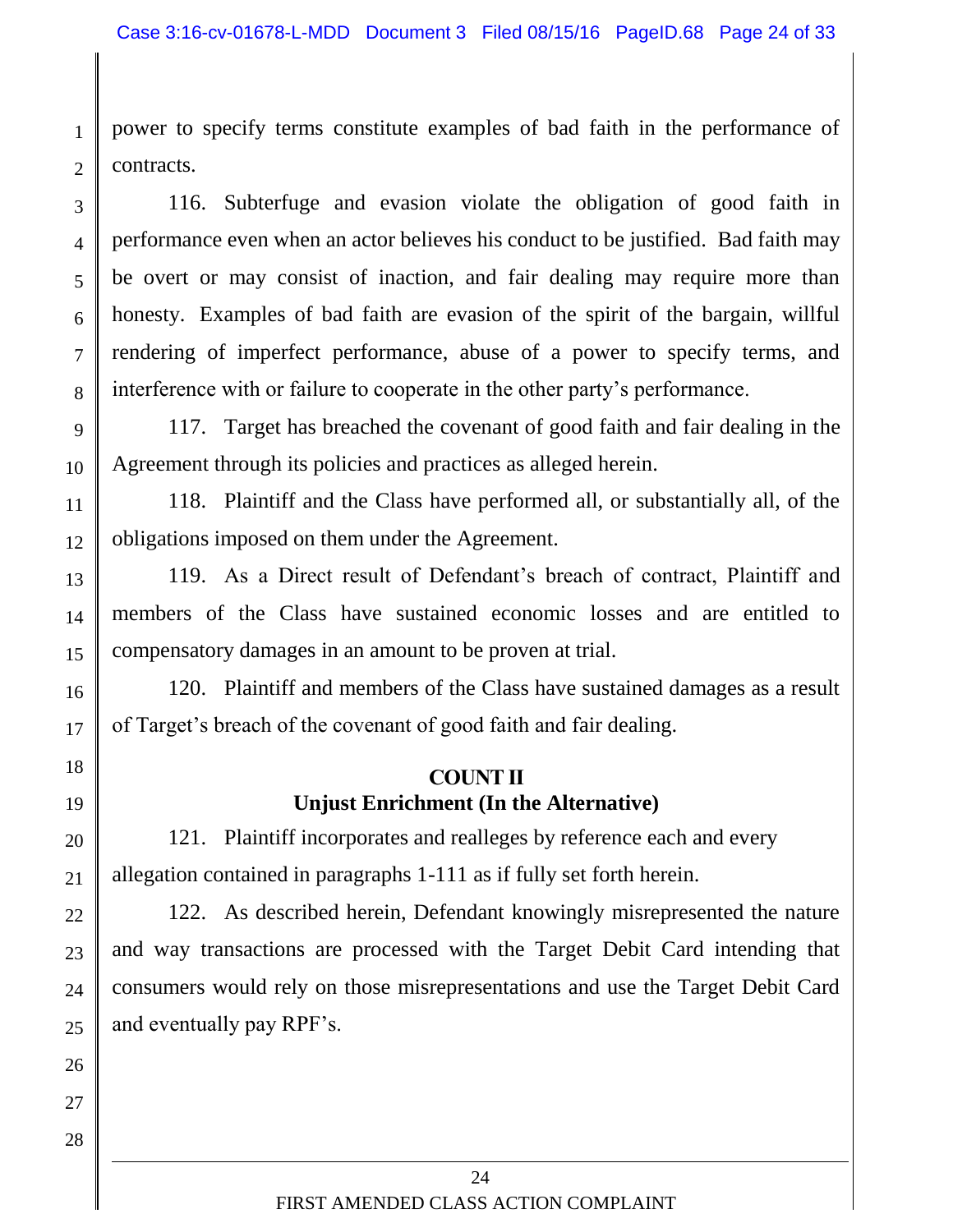power to specify terms constitute examples of bad faith in the performance of contracts.

116. Subterfuge and evasion violate the obligation of good faith in performance even when an actor believes his conduct to be justified. Bad faith may be overt or may consist of inaction, and fair dealing may require more than honesty. Examples of bad faith are evasion of the spirit of the bargain, willful rendering of imperfect performance, abuse of a power to specify terms, and interference with or failure to cooperate in the other party's performance.

117. Target has breached the covenant of good faith and fair dealing in the Agreement through its policies and practices as alleged herein.

118. Plaintiff and the Class have performed all, or substantially all, of the obligations imposed on them under the Agreement.

119. As a Direct result of Defendant's breach of contract, Plaintiff and members of the Class have sustained economic losses and are entitled to compensatory damages in an amount to be proven at trial.

120. Plaintiff and members of the Class have sustained damages as a result of Target's breach of the covenant of good faith and fair dealing.

## COUNT II
## Unjust Enrichment (In the Alternative)

121. Plaintiff incorporates and realleges by reference each and every allegation contained in paragraphs 1-111 as if fully set forth herein.

122. As described herein, Defendant knowingly misrepresented the nature and way transactions are processed with the Target Debit Card intending that consumers would rely on those misrepresentations and use the Target Debit Card and eventually pay RPF's.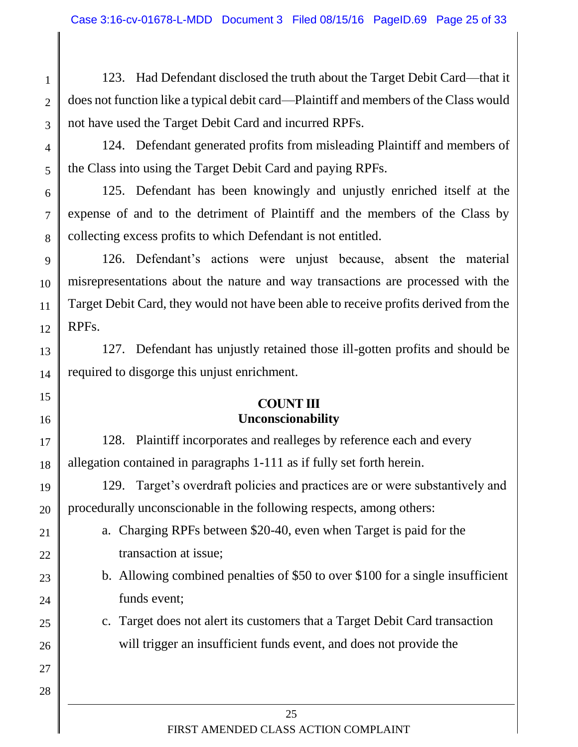123. Had Defendant disclosed the truth about the Target Debit Card—that it does not function like a typical debit card—Plaintiff and members of the Class would not have used the Target Debit Card and incurred RPFs.

124. Defendant generated profits from misleading Plaintiff and members of the Class into using the Target Debit Card and paying RPFs.

125. Defendant has been knowingly and unjustly enriched itself at the expense of and to the detriment of Plaintiff and the members of the Class by collecting excess profits to which Defendant is not entitled.

126. Defendant's actions were unjust because, absent the material misrepresentations about the nature and way transactions are processed with the Target Debit Card, they would not have been able to receive profits derived from the RPFs.

127. Defendant has unjustly retained those ill-gotten profits and should be required to disgorge this unjust enrichment.

**COUNT III**
**Unconscionability**

128. Plaintiff incorporates and realleges by reference each and every allegation contained in paragraphs 1-111 as if fully set forth herein.

129. Target's overdraft policies and practices are or were substantively and procedurally unconscionable in the following respects, among others:

a. Charging RPFs between $20-40, even when Target is paid for the transaction at issue;

b. Allowing combined penalties of $50 to over $100 for a single insufficient funds event;

c. Target does not alert its customers that a Target Debit Card transaction will trigger an insufficient funds event, and does not provide the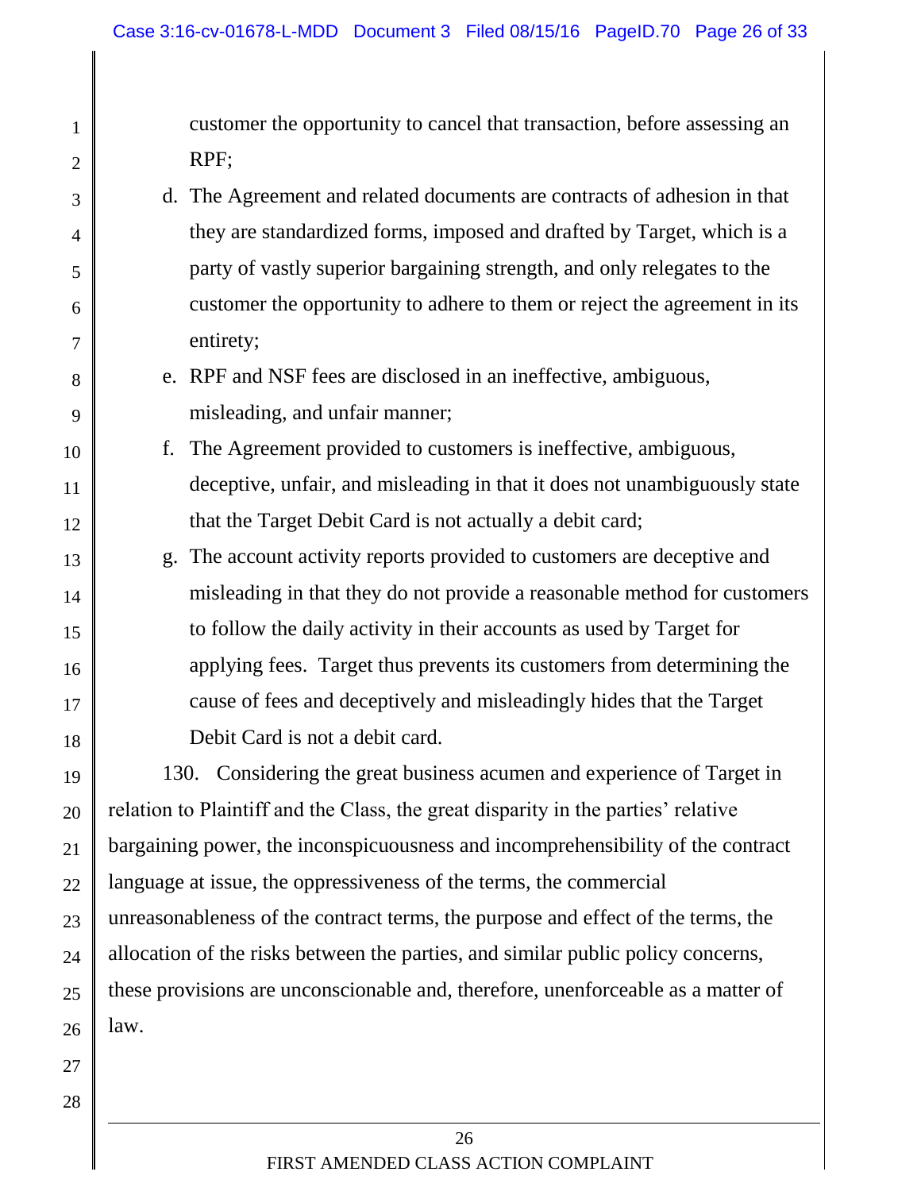customer the opportunity to cancel that transaction, before assessing an RPF;

d. The Agreement and related documents are contracts of adhesion in that they are standardized forms, imposed and drafted by Target, which is a party of vastly superior bargaining strength, and only relegates to the customer the opportunity to adhere to them or reject the agreement in its entirety;

e. RPF and NSF fees are disclosed in an ineffective, ambiguous, misleading, and unfair manner;

f. The Agreement provided to customers is ineffective, ambiguous, deceptive, unfair, and misleading in that it does not unambiguously state that the Target Debit Card is not actually a debit card;

g. The account activity reports provided to customers are deceptive and misleading in that they do not provide a reasonable method for customers to follow the daily activity in their accounts as used by Target for applying fees. Target thus prevents its customers from determining the cause of fees and deceptively and misleadingly hides that the Target Debit Card is not a debit card.

130. Considering the great business acumen and experience of Target in relation to Plaintiff and the Class, the great disparity in the parties' relative bargaining power, the inconspicuousness and incomprehensibility of the contract language at issue, the oppressiveness of the terms, the commercial unreasonableness of the contract terms, the purpose and effect of the terms, the allocation of the risks between the parties, and similar public policy concerns, these provisions are unconscionable and, therefore, unenforceable as a matter of law.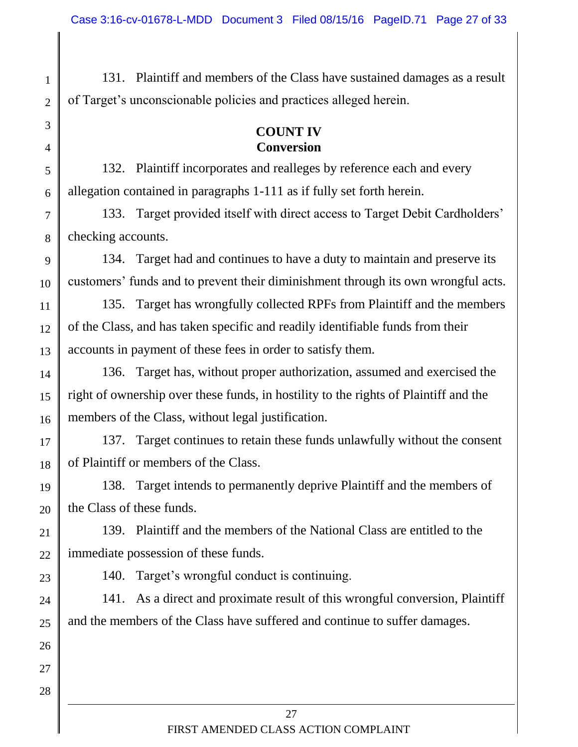131. Plaintiff and members of the Class have sustained damages as a result of Target's unconscionable policies and practices alleged herein.

**COUNT IV**
**Conversion**

132. Plaintiff incorporates and realleges by reference each and every allegation contained in paragraphs 1-111 as if fully set forth herein.

133. Target provided itself with direct access to Target Debit Cardholders' checking accounts.

134. Target had and continues to have a duty to maintain and preserve its customers' funds and to prevent their diminishment through its own wrongful acts.

135. Target has wrongfully collected RPFs from Plaintiff and the members of the Class, and has taken specific and readily identifiable funds from their accounts in payment of these fees in order to satisfy them.

136. Target has, without proper authorization, assumed and exercised the right of ownership over these funds, in hostility to the rights of Plaintiff and the members of the Class, without legal justification.

137. Target continues to retain these funds unlawfully without the consent of Plaintiff or members of the Class.

138. Target intends to permanently deprive Plaintiff and the members of the Class of these funds.

139. Plaintiff and the members of the National Class are entitled to the immediate possession of these funds.

140. Target's wrongful conduct is continuing.

141. As a direct and proximate result of this wrongful conversion, Plaintiff and the members of the Class have suffered and continue to suffer damages.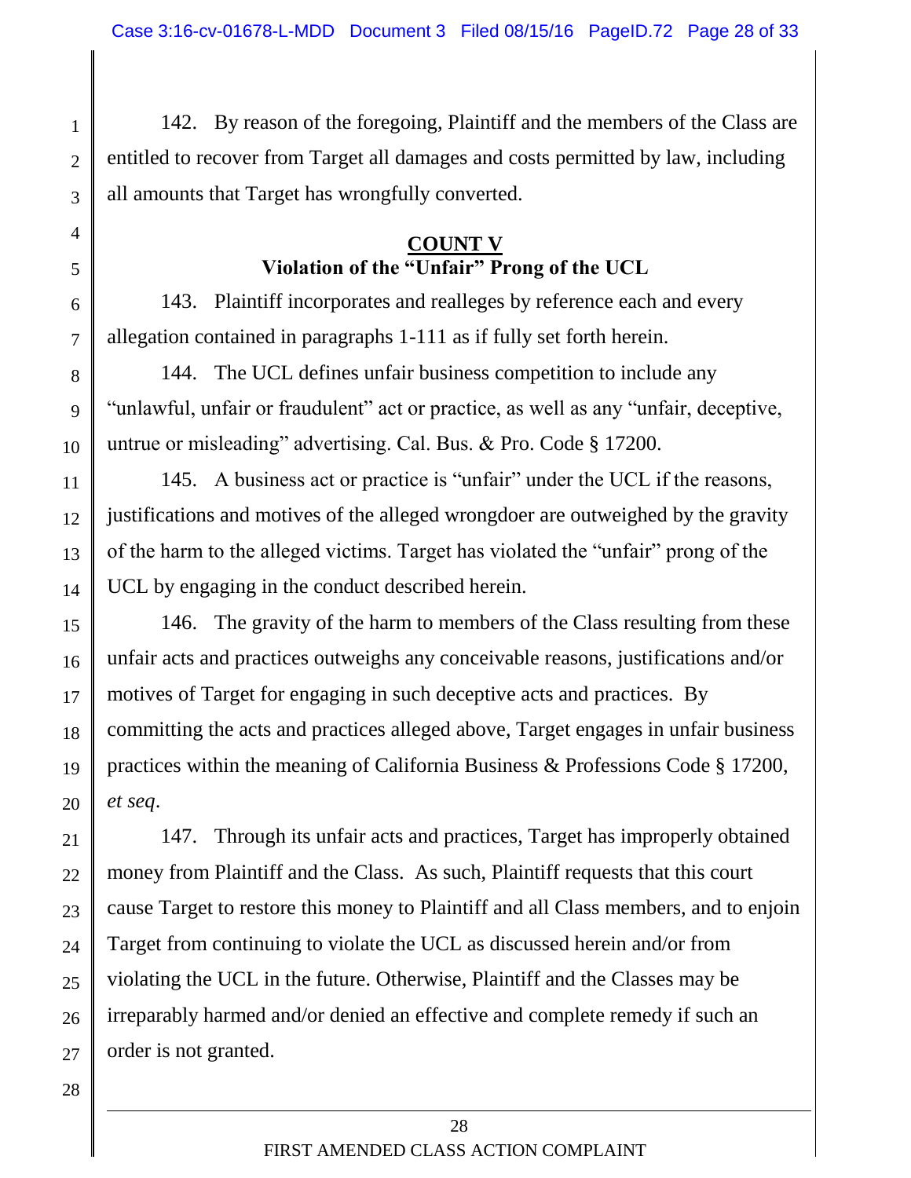142. By reason of the foregoing, Plaintiff and the members of the Class are entitled to recover from Target all damages and costs permitted by law, including all amounts that Target has wrongfully converted.

## COUNT V
## Violation of the "Unfair" Prong of the UCL

143. Plaintiff incorporates and realleges by reference each and every allegation contained in paragraphs 1-111 as if fully set forth herein.

144. The UCL defines unfair business competition to include any "unlawful, unfair or fraudulent" act or practice, as well as any "unfair, deceptive, untrue or misleading" advertising. Cal. Bus. & Pro. Code § 17200.

145. A business act or practice is "unfair" under the UCL if the reasons, justifications and motives of the alleged wrongdoer are outweighed by the gravity of the harm to the alleged victims. Target has violated the "unfair" prong of the UCL by engaging in the conduct described herein.

146. The gravity of the harm to members of the Class resulting from these unfair acts and practices outweighs any conceivable reasons, justifications and/or motives of Target for engaging in such deceptive acts and practices. By committing the acts and practices alleged above, Target engages in unfair business practices within the meaning of California Business & Professions Code § 17200, *et seq*.

147. Through its unfair acts and practices, Target has improperly obtained money from Plaintiff and the Class. As such, Plaintiff requests that this court cause Target to restore this money to Plaintiff and all Class members, and to enjoin Target from continuing to violate the UCL as discussed herein and/or from violating the UCL in the future. Otherwise, Plaintiff and the Classes may be irreparably harmed and/or denied an effective and complete remedy if such an order is not granted.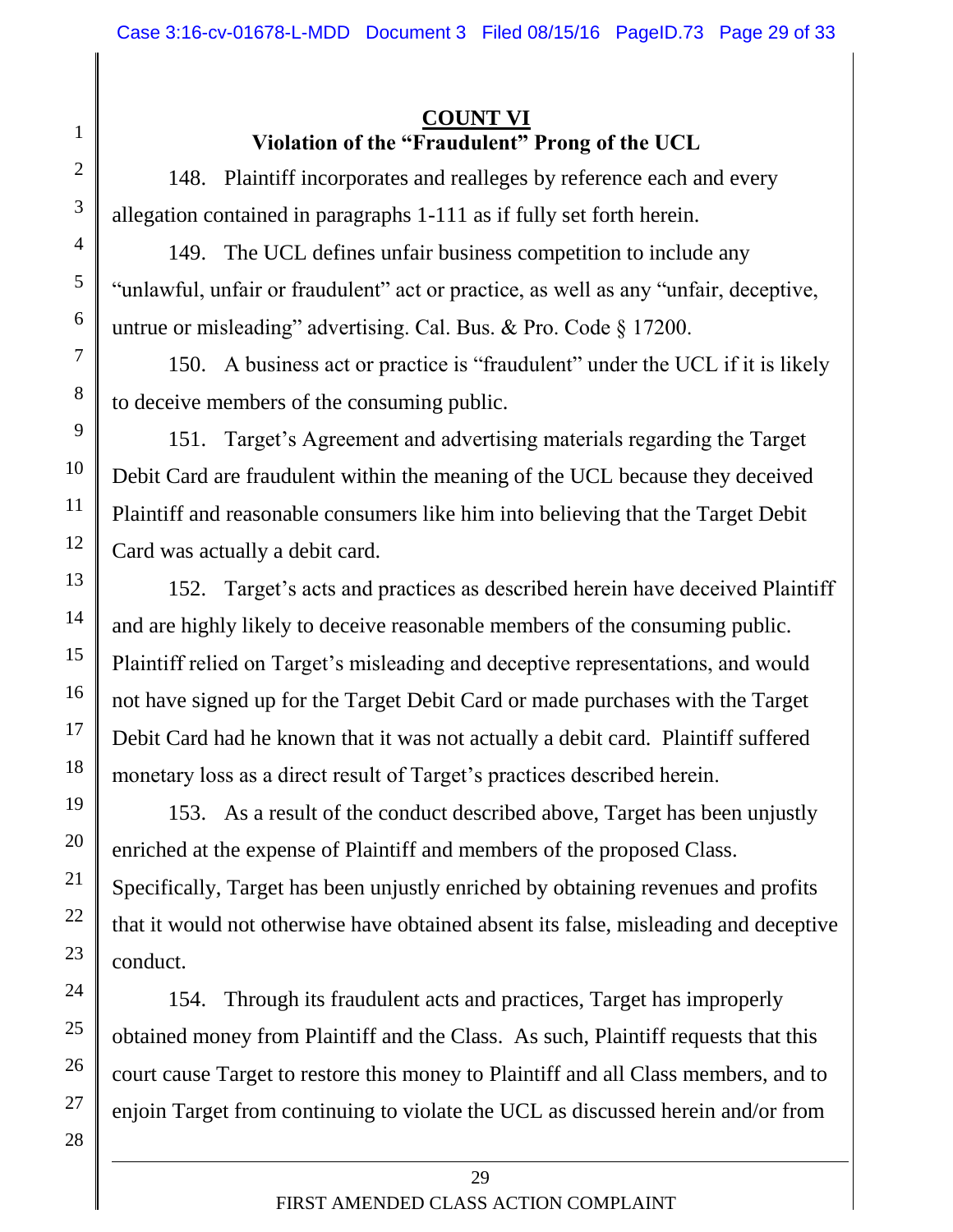## COUNT VI

### Violation of the "Fraudulent" Prong of the UCL

148. Plaintiff incorporates and realleges by reference each and every allegation contained in paragraphs 1-111 as if fully set forth herein.

149. The UCL defines unfair business competition to include any "unlawful, unfair or fraudulent" act or practice, as well as any "unfair, deceptive, untrue or misleading" advertising. Cal. Bus. & Pro. Code § 17200.

150. A business act or practice is "fraudulent" under the UCL if it is likely to deceive members of the consuming public.

151. Target's Agreement and advertising materials regarding the Target Debit Card are fraudulent within the meaning of the UCL because they deceived Plaintiff and reasonable consumers like him into believing that the Target Debit Card was actually a debit card.

152. Target's acts and practices as described herein have deceived Plaintiff and are highly likely to deceive reasonable members of the consuming public. Plaintiff relied on Target's misleading and deceptive representations, and would not have signed up for the Target Debit Card or made purchases with the Target Debit Card had he known that it was not actually a debit card. Plaintiff suffered monetary loss as a direct result of Target's practices described herein.

153. As a result of the conduct described above, Target has been unjustly enriched at the expense of Plaintiff and members of the proposed Class. Specifically, Target has been unjustly enriched by obtaining revenues and profits that it would not otherwise have obtained absent its false, misleading and deceptive conduct.

154. Through its fraudulent acts and practices, Target has improperly obtained money from Plaintiff and the Class. As such, Plaintiff requests that this court cause Target to restore this money to Plaintiff and all Class members, and to enjoin Target from continuing to violate the UCL as discussed herein and/or from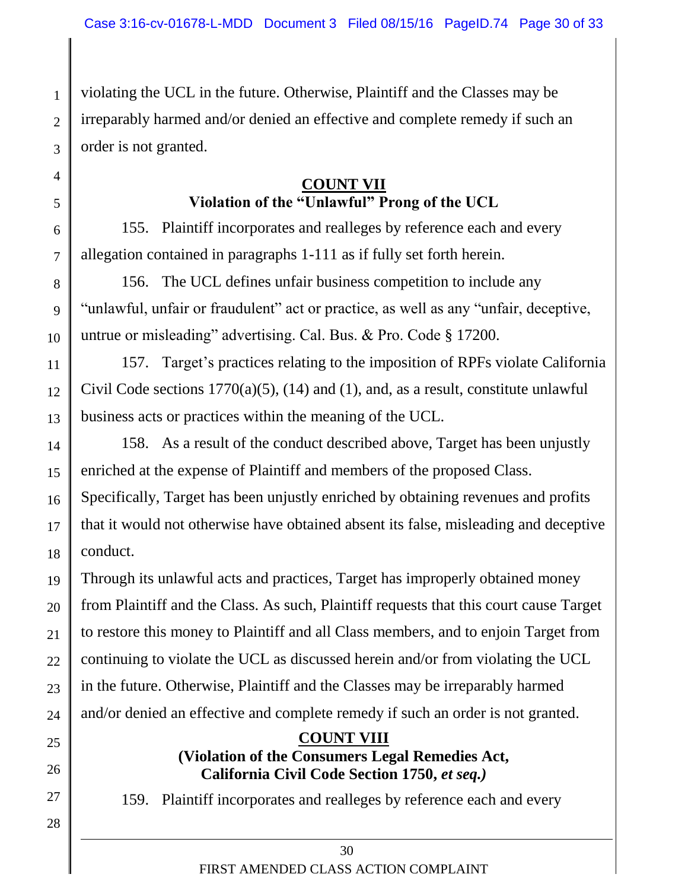violating the UCL in the future. Otherwise, Plaintiff and the Classes may be irreparably harmed and/or denied an effective and complete remedy if such an order is not granted.

**COUNT VII**
**Violation of the "Unlawful" Prong of the UCL**

155. Plaintiff incorporates and realleges by reference each and every allegation contained in paragraphs 1-111 as if fully set forth herein.

156. The UCL defines unfair business competition to include any "unlawful, unfair or fraudulent" act or practice, as well as any "unfair, deceptive, untrue or misleading" advertising. Cal. Bus. & Pro. Code § 17200.

157. Target's practices relating to the imposition of RPFs violate California Civil Code sections 1770(a)(5), (14) and (1), and, as a result, constitute unlawful business acts or practices within the meaning of the UCL.

158. As a result of the conduct described above, Target has been unjustly enriched at the expense of Plaintiff and members of the proposed Class. Specifically, Target has been unjustly enriched by obtaining revenues and profits that it would not otherwise have obtained absent its false, misleading and deceptive conduct.

Through its unlawful acts and practices, Target has improperly obtained money from Plaintiff and the Class. As such, Plaintiff requests that this court cause Target to restore this money to Plaintiff and all Class members, and to enjoin Target from continuing to violate the UCL as discussed herein and/or from violating the UCL in the future. Otherwise, Plaintiff and the Classes may be irreparably harmed and/or denied an effective and complete remedy if such an order is not granted.

**COUNT VIII**
**(Violation of the Consumers Legal Remedies Act, California Civil Code Section 1750, *et seq.*)**

159. Plaintiff incorporates and realleges by reference each and every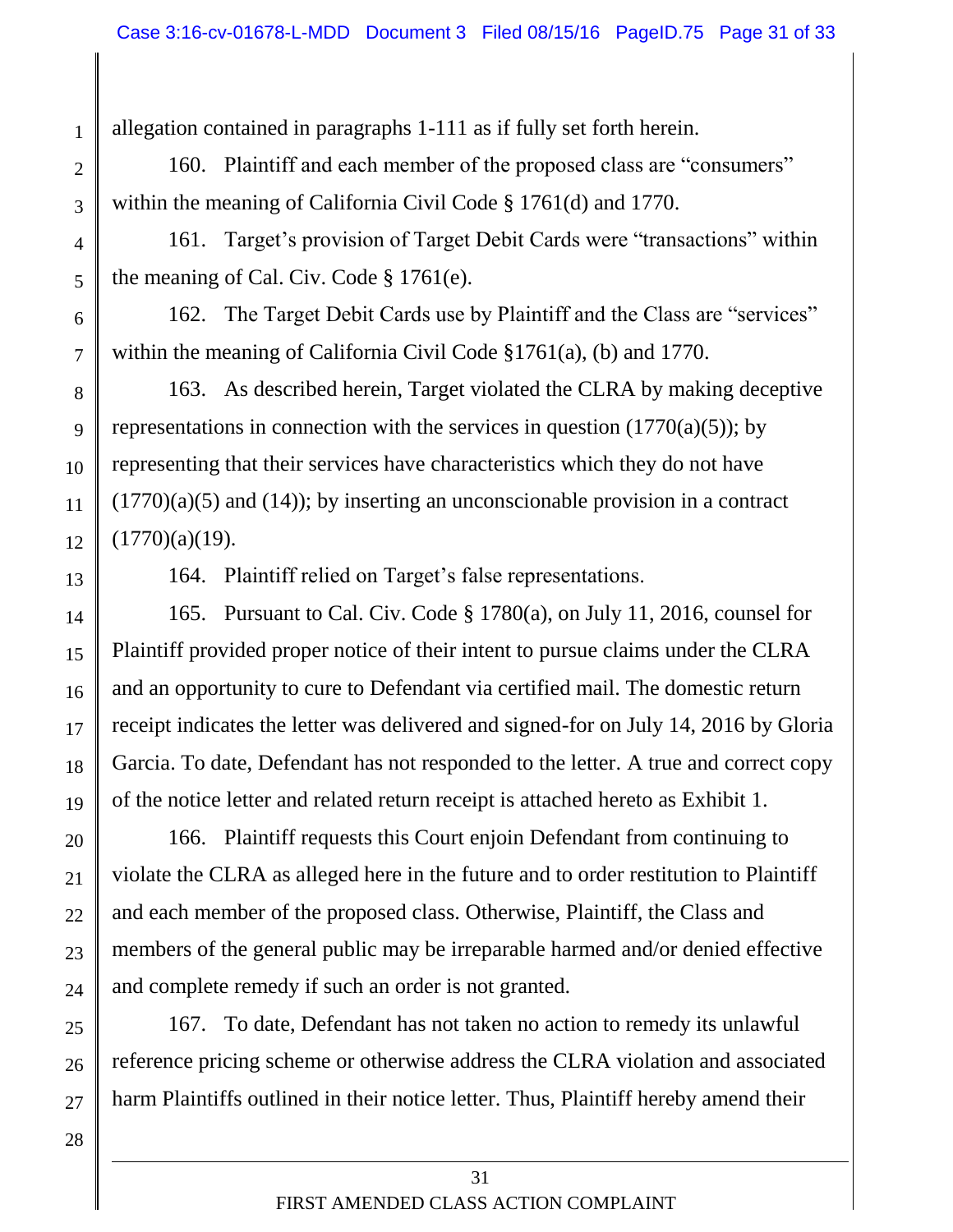allegation contained in paragraphs 1-111 as if fully set forth herein.

160. Plaintiff and each member of the proposed class are "consumers" within the meaning of California Civil Code § 1761(d) and 1770.

161. Target's provision of Target Debit Cards were "transactions" within the meaning of Cal. Civ. Code § 1761(e).

162. The Target Debit Cards use by Plaintiff and the Class are "services" within the meaning of California Civil Code §1761(a), (b) and 1770.

163. As described herein, Target violated the CLRA by making deceptive representations in connection with the services in question (1770(a)(5)); by representing that their services have characteristics which they do not have (1770)(a)(5) and (14)); by inserting an unconscionable provision in a contract (1770)(a)(19).

164. Plaintiff relied on Target's false representations.

165. Pursuant to Cal. Civ. Code § 1780(a), on July 11, 2016, counsel for Plaintiff provided proper notice of their intent to pursue claims under the CLRA and an opportunity to cure to Defendant via certified mail. The domestic return receipt indicates the letter was delivered and signed-for on July 14, 2016 by Gloria Garcia. To date, Defendant has not responded to the letter. A true and correct copy of the notice letter and related return receipt is attached hereto as Exhibit 1.

166. Plaintiff requests this Court enjoin Defendant from continuing to violate the CLRA as alleged here in the future and to order restitution to Plaintiff and each member of the proposed class. Otherwise, Plaintiff, the Class and members of the general public may be irreparable harmed and/or denied effective and complete remedy if such an order is not granted.

167. To date, Defendant has not taken no action to remedy its unlawful reference pricing scheme or otherwise address the CLRA violation and associated harm Plaintiffs outlined in their notice letter. Thus, Plaintiff hereby amend their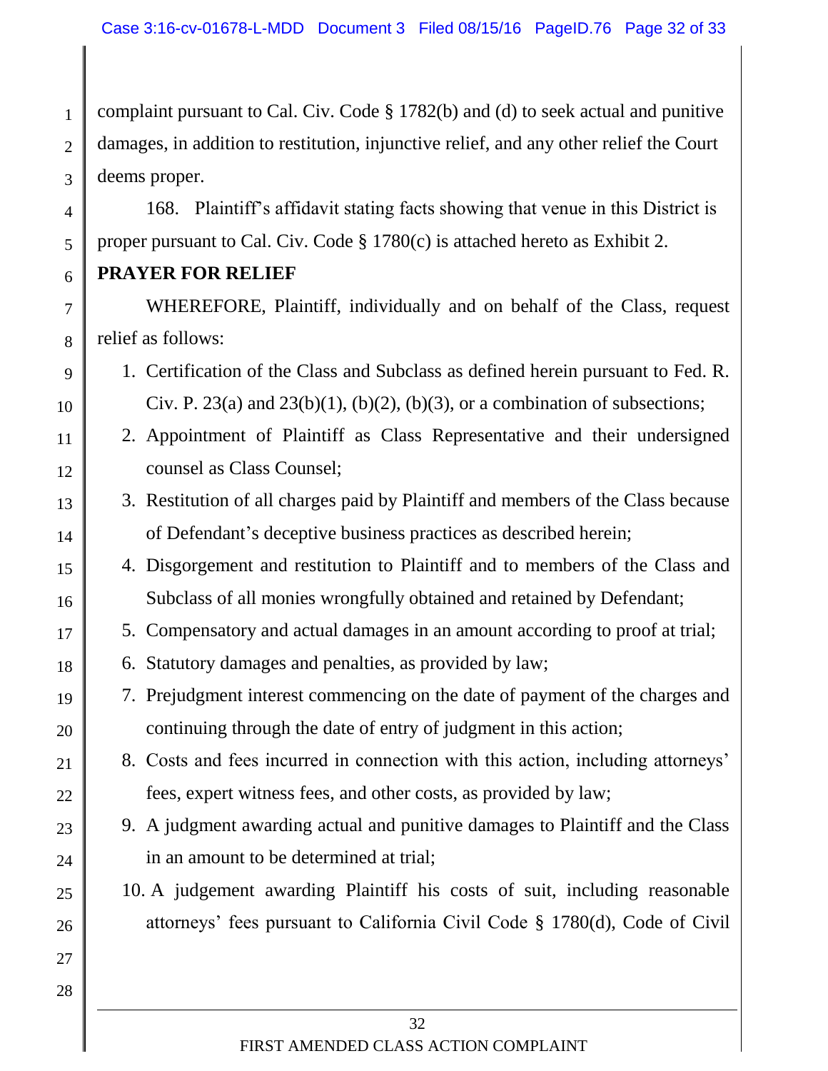complaint pursuant to Cal. Civ. Code § 1782(b) and (d) to seek actual and punitive damages, in addition to restitution, injunctive relief, and any other relief the Court deems proper.

168. Plaintiff's affidavit stating facts showing that venue in this District is proper pursuant to Cal. Civ. Code § 1780(c) is attached hereto as Exhibit 2.

**PRAYER FOR RELIEF**

WHEREFORE, Plaintiff, individually and on behalf of the Class, request relief as follows:

1. Certification of the Class and Subclass as defined herein pursuant to Fed. R. Civ. P. 23(a) and 23(b)(1), (b)(2), (b)(3), or a combination of subsections;
2. Appointment of Plaintiff as Class Representative and their undersigned counsel as Class Counsel;
3. Restitution of all charges paid by Plaintiff and members of the Class because of Defendant's deceptive business practices as described herein;
4. Disgorgement and restitution to Plaintiff and to members of the Class and Subclass of all monies wrongfully obtained and retained by Defendant;
5. Compensatory and actual damages in an amount according to proof at trial;
6. Statutory damages and penalties, as provided by law;
7. Prejudgment interest commencing on the date of payment of the charges and continuing through the date of entry of judgment in this action;
8. Costs and fees incurred in connection with this action, including attorneys' fees, expert witness fees, and other costs, as provided by law;
9. A judgment awarding actual and punitive damages to Plaintiff and the Class in an amount to be determined at trial;
10. A judgement awarding Plaintiff his costs of suit, including reasonable attorneys' fees pursuant to California Civil Code § 1780(d), Code of Civil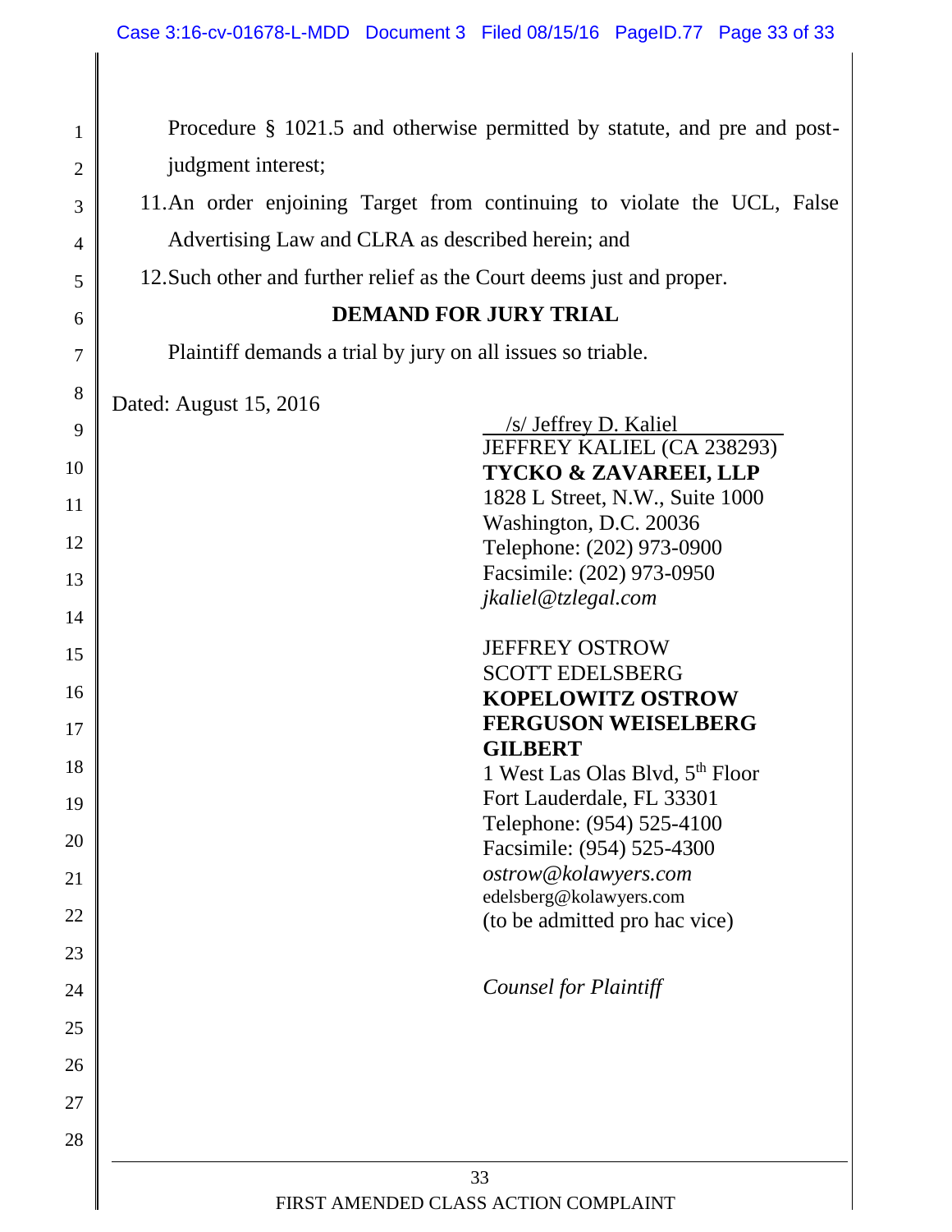Procedure § 1021.5 and otherwise permitted by statute, and pre and post-judgment interest;

11. An order enjoining Target from continuing to violate the UCL, False Advertising Law and CLRA as described herein; and

12. Such other and further relief as the Court deems just and proper.

**DEMAND FOR JURY TRIAL**

Plaintiff demands a trial by jury on all issues so triable.

Dated: August 15, 2016

/s/ Jeffrey D. Kaliel
JEFFREY KALIEL (CA 238293)
**TYCKO & ZAVAREEI, LLP**
1828 L Street, N.W., Suite 1000
Washington, D.C. 20036
Telephone: (202) 973-0900
Facsimile: (202) 973-0950
*jkaliel@tzlegal.com*

JEFFREY OSTROW
SCOTT EDELSBERG
**KOPELOWITZ OSTROW FERGUSON WEISELBERG GILBERT**
1 West Las Olas Blvd, 5th Floor
Fort Lauderdale, FL 33301
Telephone: (954) 525-4100
Facsimile: (954) 525-4300
*ostrow@kolawyers.com*
edelsberg@kolawyers.com
(to be admitted pro hac vice)

*Counsel for Plaintiff*